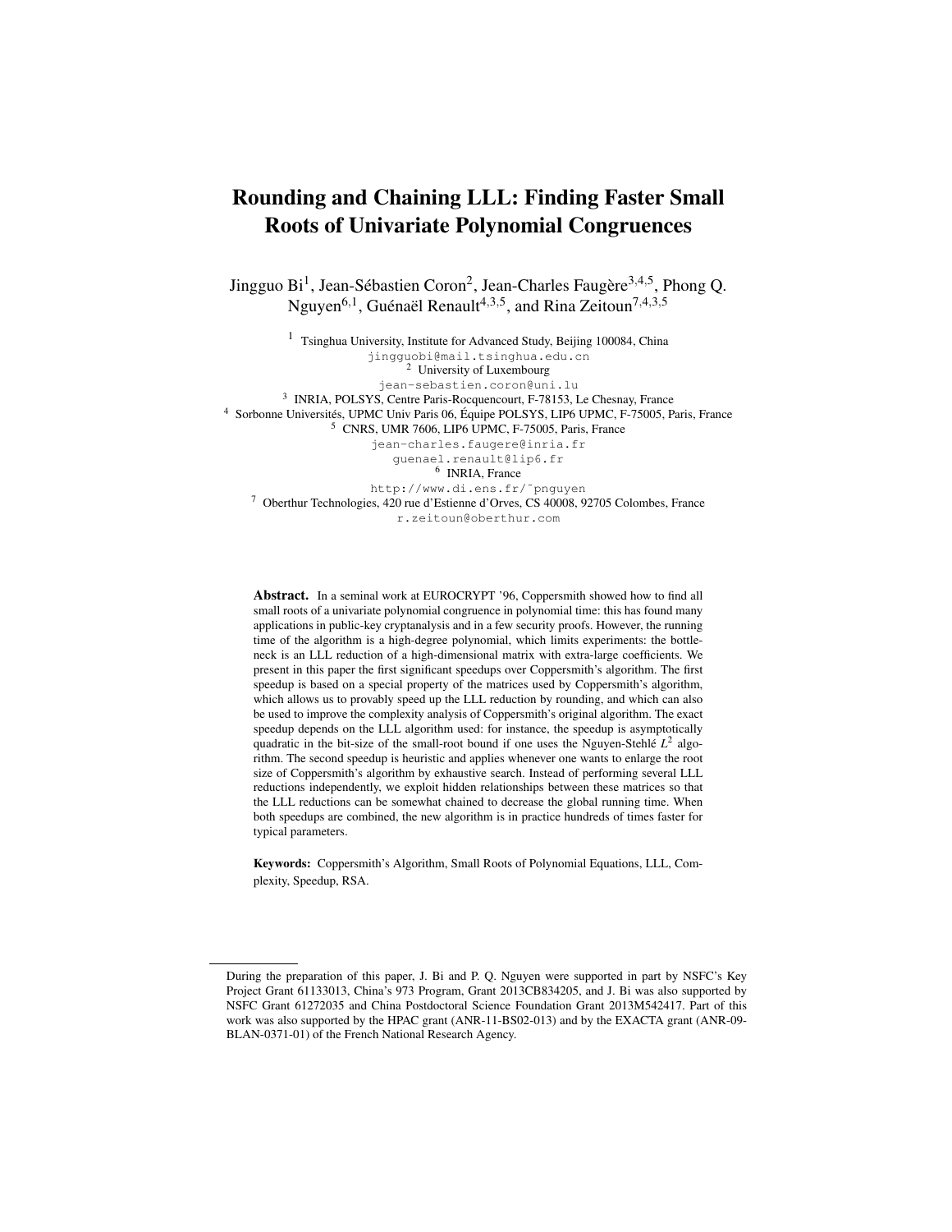# Rounding and Chaining LLL: Finding Faster Small Roots of Univariate Polynomial Congruences

Jingguo Bi[1], Jean-Sébastien Coron[2], Jean-Charles Faugère[3,4,5], Phong Q. Nguyen[6,1], Guénaël Renault[4,3,5], and Rina Zeitoun[7,4,3,5]

[1] Tsinghua University, Institute for Advanced Study, Beijing 100084, China
jingguobi@mail.tsinghua.edu.cn
[2] University of Luxembourg
jean-sebastien.coron@uni.lu
[3] INRIA, POLSYS, Centre Paris-Rocquencourt, F-78153, Le Chesnay, France
[4] Sorbonne Universités, UPMC Univ Paris 06, Équipe POLSYS, LIP6 UPMC, F-75005, Paris, France
[5] CNRS, UMR 7606, LIP6 UPMC, F-75005, Paris, France
jean-charles.faugere@inria.fr
guenael.renault@lip6.fr
[6] INRIA, France
http://www.di.ens.fr/~pnguyen
[7] Oberthur Technologies, 420 rue d'Estienne d'Orves, CS 40008, 92705 Colombes, France
r.zeitoun@oberthur.com

**Abstract.** In a seminal work at EUROCRYPT '96, Coppersmith showed how to find all small roots of a univariate polynomial congruence in polynomial time: this has found many applications in public-key cryptanalysis and in a few security proofs. However, the running time of the algorithm is a high-degree polynomial, which limits experiments: the bottleneck is an LLL reduction of a high-dimensional matrix with extra-large coefficients. We present in this paper the first significant speedups over Coppersmith's algorithm. The first speedup is based on a special property of the matrices used by Coppersmith's algorithm, which allows us to provably speed up the LLL reduction by rounding, and which can also be used to improve the complexity analysis of Coppersmith's original algorithm. The exact speedup depends on the LLL algorithm used: for instance, the speedup is asymptotically quadratic in the bit-size of the small-root bound if one uses the Nguyen-Stehlé $L^2$ algorithm. The second speedup is heuristic and applies whenever one wants to enlarge the root size of Coppersmith's algorithm by exhaustive search. Instead of performing several LLL reductions independently, we exploit hidden relationships between these matrices so that the LLL reductions can be somewhat chained to decrease the global running time. When both speedups are combined, the new algorithm is in practice hundreds of times faster for typical parameters.

**Keywords:** Coppersmith's Algorithm, Small Roots of Polynomial Equations, LLL, Complexity, Speedup, RSA.

During the preparation of this paper, J. Bi and P. Q. Nguyen were supported in part by NSFC's Key Project Grant 61133013, China's 973 Program, Grant 2013CB834205, and J. Bi was also supported by NSFC Grant 61272035 and China Postdoctoral Science Foundation Grant 2013M542417. Part of this work was also supported by the HPAC grant (ANR-11-BS02-013) and by the EXACTA grant (ANR-09-BLAN-0371-01) of the French National Research Agency.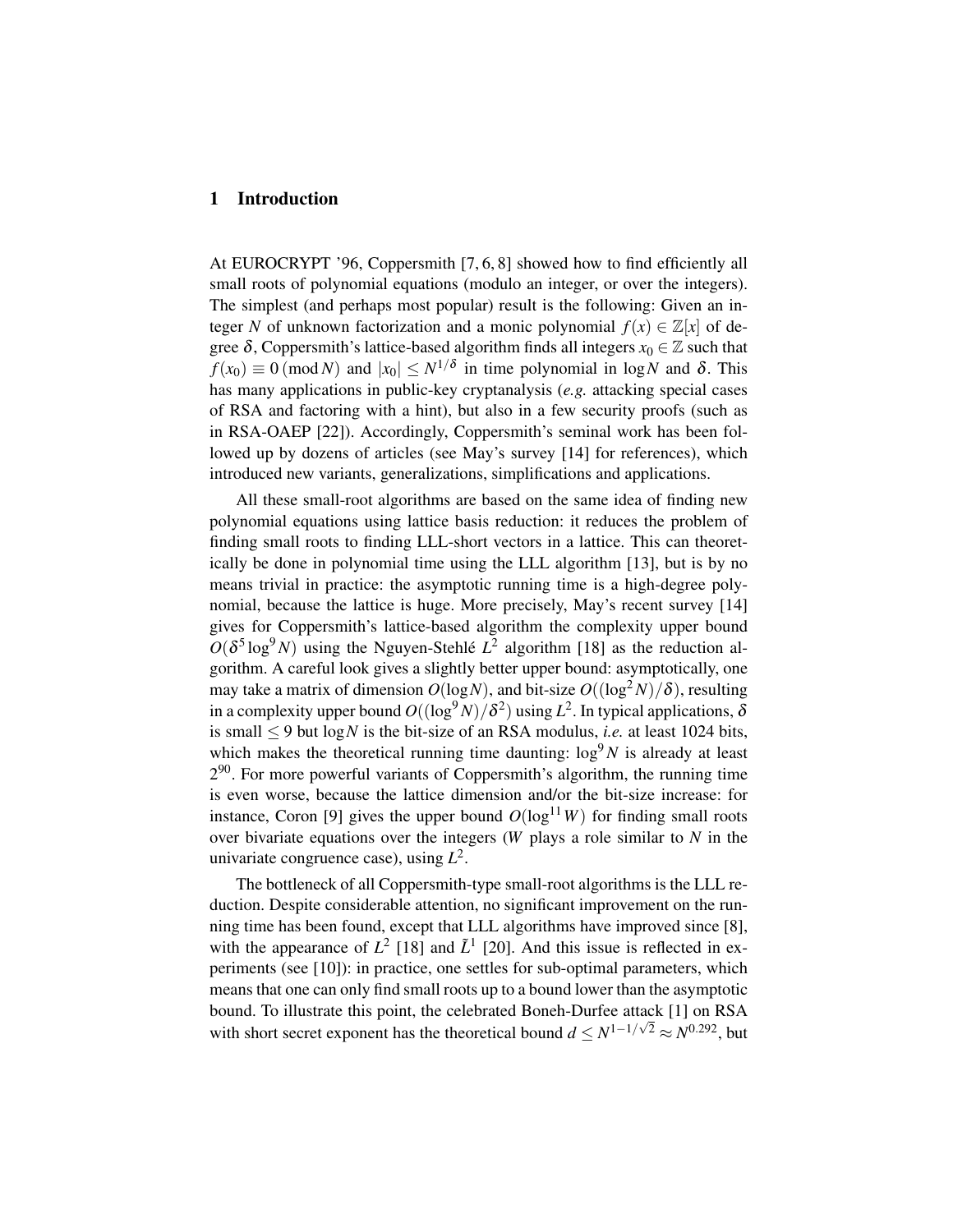## 1 Introduction

At EUROCRYPT '96, Coppersmith [7, 6, 8] showed how to find efficiently all small roots of polynomial equations (modulo an integer, or over the integers). The simplest (and perhaps most popular) result is the following: Given an integer $N$ of unknown factorization and a monic polynomial $f(x) \in \mathbb{Z}[x]$ of degree $\delta$, Coppersmith's lattice-based algorithm finds all integers $x_0 \in \mathbb{Z}$ such that $f(x_0) \equiv 0 \pmod{N}$ and $|x_0| \leq N^{1/\delta}$ in time polynomial in $\log N$ and $\delta$. This has many applications in public-key cryptanalysis (*e.g.* attacking special cases of RSA and factoring with a hint), but also in a few security proofs (such as in RSA-OAEP [22]). Accordingly, Coppersmith's seminal work has been followed up by dozens of articles (see May's survey [14] for references), which introduced new variants, generalizations, simplifications and applications.

All these small-root algorithms are based on the same idea of finding new polynomial equations using lattice basis reduction: it reduces the problem of finding small roots to finding LLL-short vectors in a lattice. This can theoretically be done in polynomial time using the LLL algorithm [13], but is by no means trivial in practice: the asymptotic running time is a high-degree polynomial, because the lattice is huge. More precisely, May's recent survey [14] gives for Coppersmith's lattice-based algorithm the complexity upper bound $O(\delta^5 \log^9 N)$ using the Nguyen-Stehlé $L^2$ algorithm [18] as the reduction algorithm. A careful look gives a slightly better upper bound: asymptotically, one may take a matrix of dimension $O(\log N)$, and bit-size $O((\log^2 N)/\delta)$, resulting in a complexity upper bound $O((\log^9 N)/\delta^2)$ using $L^2$. In typical applications, $\delta$ is small $\leq 9$ but $\log N$ is the bit-size of an RSA modulus, *i.e.* at least 1024 bits, which makes the theoretical running time daunting: $\log^9 N$ is already at least $2^{90}$. For more powerful variants of Coppersmith's algorithm, the running time is even worse, because the lattice dimension and/or the bit-size increase: for instance, Coron [9] gives the upper bound $O(\log^{11} W)$ for finding small roots over bivariate equations over the integers ($W$ plays a role similar to $N$ in the univariate congruence case), using $L^2$.

The bottleneck of all Coppersmith-type small-root algorithms is the LLL reduction. Despite considerable attention, no significant improvement on the running time has been found, except that LLL algorithms have improved since [8], with the appearance of $L^2$ [18] and $\tilde{L}^1$ [20]. And this issue is reflected in experiments (see [10]): in practice, one settles for sub-optimal parameters, which means that one can only find small roots up to a bound lower than the asymptotic bound. To illustrate this point, the celebrated Boneh-Durfee attack [1] on RSA with short secret exponent has the theoretical bound $d \leq N^{1-1/\sqrt{2}} \approx N^{0.292}$, but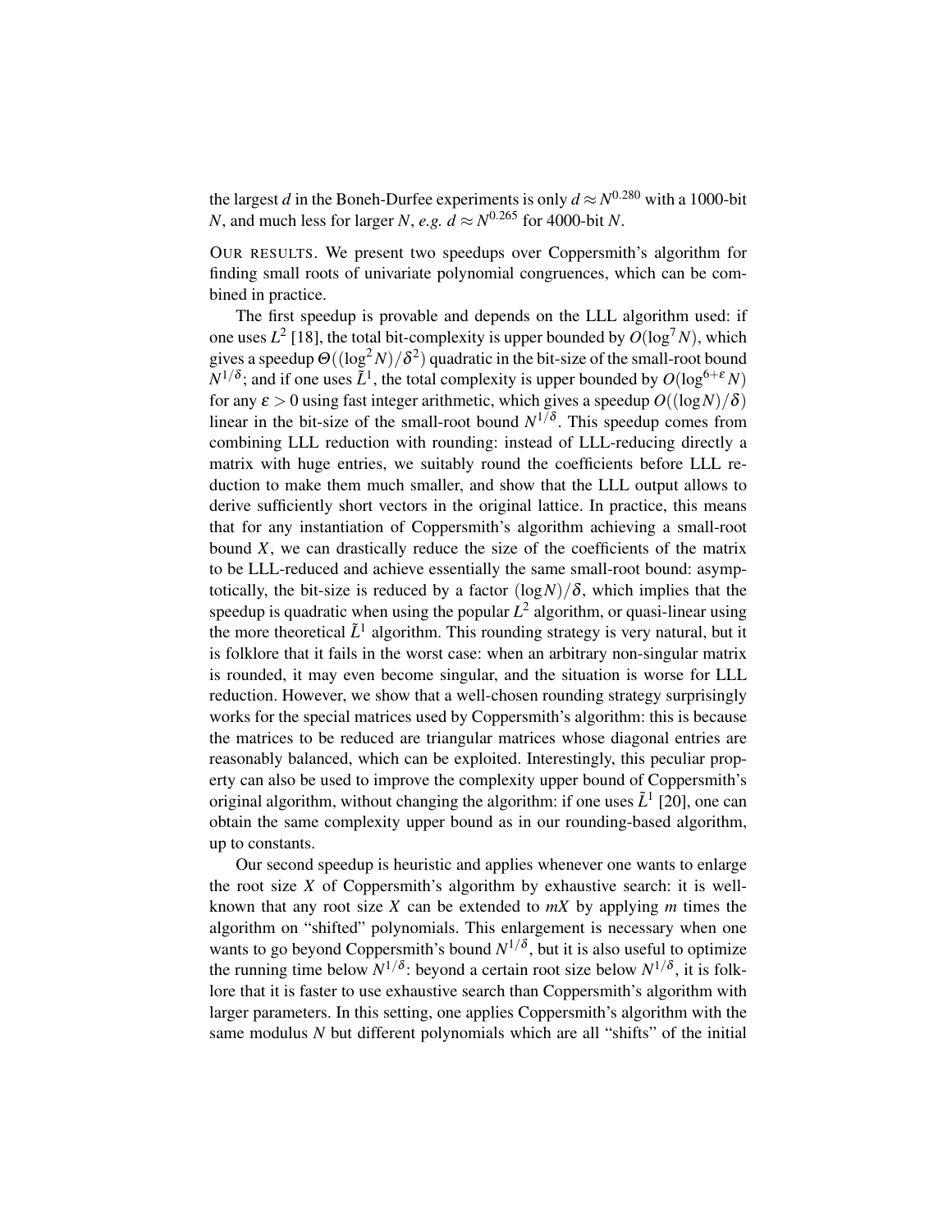the largest $d$ in the Boneh-Durfee experiments is only $d \approx N^{0.280}$ with a 1000-bit $N$, and much less for larger $N$, *e.g.* $d \approx N^{0.265}$ for 4000-bit $N$.

OUR RESULTS. We present two speedups over Coppersmith's algorithm for finding small roots of univariate polynomial congruences, which can be combined in practice.

The first speedup is provable and depends on the LLL algorithm used: if one uses $L^2$ [18], the total bit-complexity is upper bounded by $O(\log^7 N)$, which gives a speedup $\Theta((\log^2 N)/\delta^2)$ quadratic in the bit-size of the small-root bound $N^{1/\delta}$; and if one uses $\tilde{L}^1$, the total complexity is upper bounded by $O(\log^{6+\varepsilon} N)$ for any $\varepsilon > 0$ using fast integer arithmetic, which gives a speedup $O((\log N)/\delta)$ linear in the bit-size of the small-root bound $N^{1/\delta}$. This speedup comes from combining LLL reduction with rounding: instead of LLL-reducing directly a matrix with huge entries, we suitably round the coefficients before LLL reduction to make them much smaller, and show that the LLL output allows to derive sufficiently short vectors in the original lattice. In practice, this means that for any instantiation of Coppersmith's algorithm achieving a small-root bound $X$, we can drastically reduce the size of the coefficients of the matrix to be LLL-reduced and achieve essentially the same small-root bound: asymptotically, the bit-size is reduced by a factor $(\log N)/\delta$, which implies that the speedup is quadratic when using the popular $L^2$ algorithm, or quasi-linear using the more theoretical $\tilde{L}^1$ algorithm. This rounding strategy is very natural, but it is folklore that it fails in the worst case: when an arbitrary non-singular matrix is rounded, it may even become singular, and the situation is worse for LLL reduction. However, we show that a well-chosen rounding strategy surprisingly works for the special matrices used by Coppersmith's algorithm: this is because the matrices to be reduced are triangular matrices whose diagonal entries are reasonably balanced, which can be exploited. Interestingly, this peculiar property can also be used to improve the complexity upper bound of Coppersmith's original algorithm, without changing the algorithm: if one uses $\tilde{L}^1$ [20], one can obtain the same complexity upper bound as in our rounding-based algorithm, up to constants.

Our second speedup is heuristic and applies whenever one wants to enlarge the root size $X$ of Coppersmith's algorithm by exhaustive search: it is well-known that any root size $X$ can be extended to $mX$ by applying $m$ times the algorithm on "shifted" polynomials. This enlargement is necessary when one wants to go beyond Coppersmith's bound $N^{1/\delta}$, but it is also useful to optimize the running time below $N^{1/\delta}$: beyond a certain root size below $N^{1/\delta}$, it is folklore that it is faster to use exhaustive search than Coppersmith's algorithm with larger parameters. In this setting, one applies Coppersmith's algorithm with the same modulus $N$ but different polynomials which are all "shifts" of the initial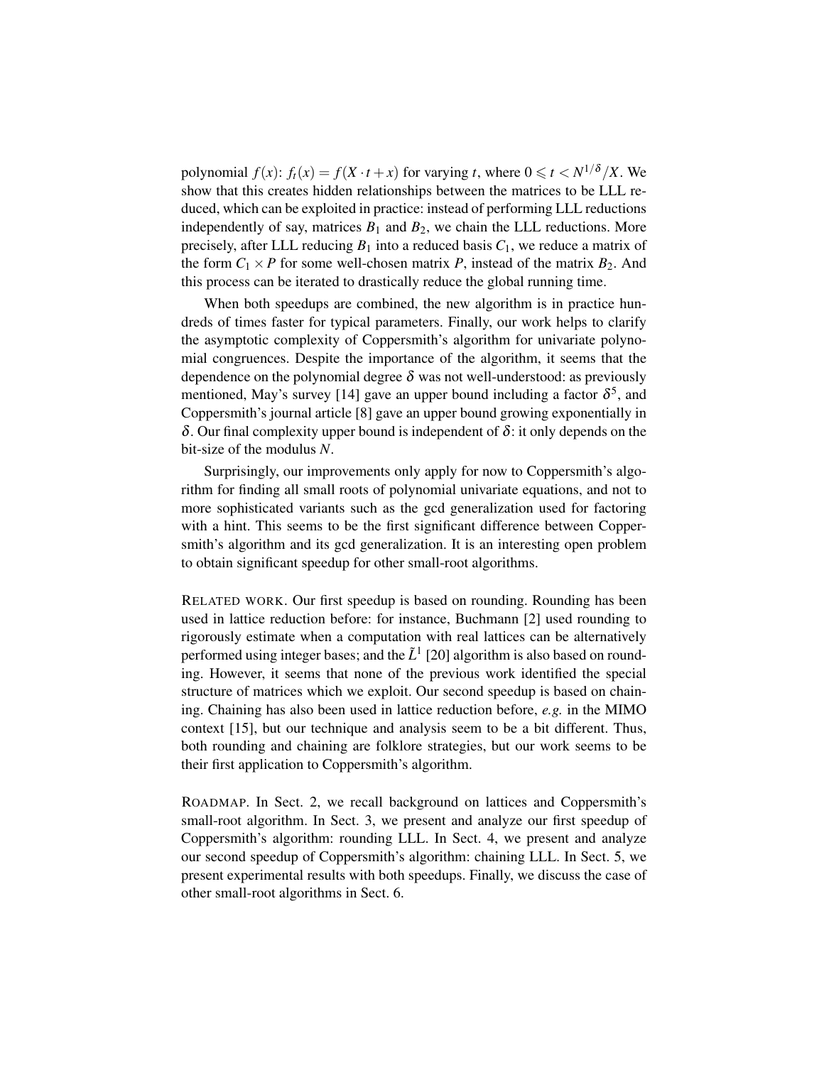polynomial $f(x)$: $f_t(x) = f(X \cdot t + x)$ for varying $t$, where $0 \leqslant t < N^{1/\delta}/X$. We show that this creates hidden relationships between the matrices to be LLL reduced, which can be exploited in practice: instead of performing LLL reductions independently of say, matrices $B_1$ and $B_2$, we chain the LLL reductions. More precisely, after LLL reducing $B_1$ into a reduced basis $C_1$, we reduce a matrix of the form $C_1 \times P$ for some well-chosen matrix $P$, instead of the matrix $B_2$. And this process can be iterated to drastically reduce the global running time.

When both speedups are combined, the new algorithm is in practice hundreds of times faster for typical parameters. Finally, our work helps to clarify the asymptotic complexity of Coppersmith's algorithm for univariate polynomial congruences. Despite the importance of the algorithm, it seems that the dependence on the polynomial degree $\delta$ was not well-understood: as previously mentioned, May's survey [14] gave an upper bound including a factor $\delta^5$, and Coppersmith's journal article [8] gave an upper bound growing exponentially in $\delta$. Our final complexity upper bound is independent of $\delta$: it only depends on the bit-size of the modulus $N$.

Surprisingly, our improvements only apply for now to Coppersmith's algorithm for finding all small roots of polynomial univariate equations, and not to more sophisticated variants such as the gcd generalization used for factoring with a hint. This seems to be the first significant difference between Coppersmith's algorithm and its gcd generalization. It is an interesting open problem to obtain significant speedup for other small-root algorithms.

RELATED WORK. Our first speedup is based on rounding. Rounding has been used in lattice reduction before: for instance, Buchmann [2] used rounding to rigorously estimate when a computation with real lattices can be alternatively performed using integer bases; and the $\tilde{L}^1$ [20] algorithm is also based on rounding. However, it seems that none of the previous work identified the special structure of matrices which we exploit. Our second speedup is based on chaining. Chaining has also been used in lattice reduction before, *e.g.* in the MIMO context [15], but our technique and analysis seem to be a bit different. Thus, both rounding and chaining are folklore strategies, but our work seems to be their first application to Coppersmith's algorithm.

ROADMAP. In Sect. 2, we recall background on lattices and Coppersmith's small-root algorithm. In Sect. 3, we present and analyze our first speedup of Coppersmith's algorithm: rounding LLL. In Sect. 4, we present and analyze our second speedup of Coppersmith's algorithm: chaining LLL. In Sect. 5, we present experimental results with both speedups. Finally, we discuss the case of other small-root algorithms in Sect. 6.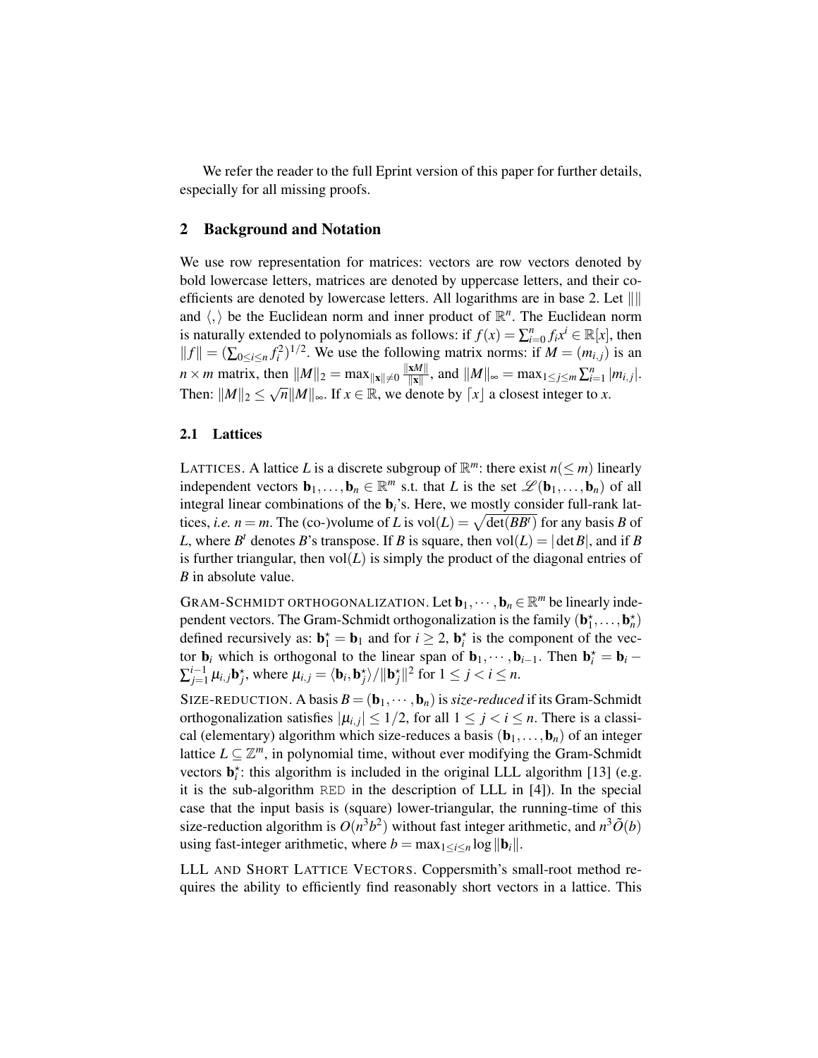We refer the reader to the full Eprint version of this paper for further details, especially for all missing proofs.

## 2 Background and Notation

We use row representation for matrices: vectors are row vectors denoted by bold lowercase letters, matrices are denoted by uppercase letters, and their coefficients are denoted by lowercase letters. All logarithms are in base 2. Let $\|\|$ and $\langle,\rangle$ be the Euclidean norm and inner product of $\mathbb{R}^n$. The Euclidean norm is naturally extended to polynomials as follows: if $f(x) = \sum_{i=0}^{n} f_i x^i \in \mathbb{R}[x]$, then $\|f\| = (\sum_{0\le i\le n} f_i^2)^{1/2}$. We use the following matrix norms: if $M = (m_{i,j})$ is an $n \times m$ matrix, then $\|M\|_2 = \max_{\|\mathbf{x}\|\neq 0} \frac{\|\mathbf{x}M\|}{\|\mathbf{x}\|}$, and $\|M\|_\infty = \max_{1\le j\le m} \sum_{i=1}^{n} |m_{i,j}|$. Then: $\|M\|_2 \le \sqrt{n}\|M\|_\infty$. If $x \in \mathbb{R}$, we denote by $\lceil x \rfloor$ a closest integer to $x$.

### 2.1 Lattices

LATTICES. A lattice $L$ is a discrete subgroup of $\mathbb{R}^m$: there exist $n(\le m)$ linearly independent vectors $\mathbf{b}_1, \ldots, \mathbf{b}_n \in \mathbb{R}^m$ s.t. that $L$ is the set $\mathscr{L}(\mathbf{b}_1, \ldots, \mathbf{b}_n)$ of all integral linear combinations of the $\mathbf{b}_i$'s. Here, we mostly consider full-rank lattices, *i.e.* $n = m$. The (co-)volume of $L$ is $\mathrm{vol}(L) = \sqrt{\det(BB^t)}$ for any basis $B$ of $L$, where $B^t$ denotes $B$'s transpose. If $B$ is square, then $\mathrm{vol}(L) = |\det B|$, and if $B$ is further triangular, then $\mathrm{vol}(L)$ is simply the product of the diagonal entries of $B$ in absolute value.

GRAM-SCHMIDT ORTHOGONALIZATION. Let $\mathbf{b}_1, \cdots, \mathbf{b}_n \in \mathbb{R}^m$ be linearly independent vectors. The Gram-Schmidt orthogonalization is the family $(\mathbf{b}_1^\star, \ldots, \mathbf{b}_n^\star)$ defined recursively as: $\mathbf{b}_1^\star = \mathbf{b}_1$ and for $i \ge 2$, $\mathbf{b}_i^\star$ is the component of the vector $\mathbf{b}_i$ which is orthogonal to the linear span of $\mathbf{b}_1, \cdots, \mathbf{b}_{i-1}$. Then $\mathbf{b}_i^\star = \mathbf{b}_i - \sum_{j=1}^{i-1} \mu_{i,j} \mathbf{b}_j^\star$, where $\mu_{i,j} = \langle \mathbf{b}_i, \mathbf{b}_j^\star \rangle / \|\mathbf{b}_j^\star\|^2$ for $1 \le j < i \le n$.

SIZE-REDUCTION. A basis $B = (\mathbf{b}_1, \cdots, \mathbf{b}_n)$ is *size-reduced* if its Gram-Schmidt orthogonalization satisfies $|\mu_{i,j}| \le 1/2$, for all $1 \le j < i \le n$. There is a classical (elementary) algorithm which size-reduces a basis $(\mathbf{b}_1, \ldots, \mathbf{b}_n)$ of an integer lattice $L \subseteq \mathbb{Z}^m$, in polynomial time, without ever modifying the Gram-Schmidt vectors $\mathbf{b}_i^\star$: this algorithm is included in the original LLL algorithm [13] (e.g. it is the sub-algorithm `RED` in the description of LLL in [4]). In the special case that the input basis is (square) lower-triangular, the running-time of this size-reduction algorithm is $O(n^3 b^2)$ without fast integer arithmetic, and $n^3 \tilde{O}(b)$ using fast-integer arithmetic, where $b = \max_{1\le i\le n} \log \|\mathbf{b}_i\|$.

LLL AND SHORT LATTICE VECTORS. Coppersmith's small-root method requires the ability to efficiently find reasonably short vectors in a lattice. This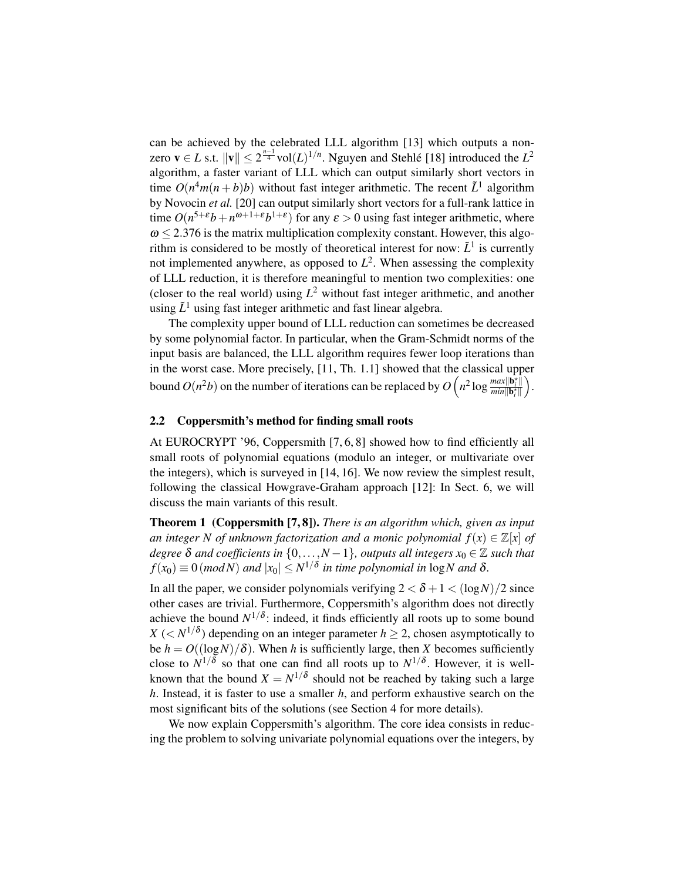can be achieved by the celebrated LLL algorithm [13] which outputs a non-zero $\mathbf{v} \in L$ s.t. $\|\mathbf{v}\| \leq 2^{\frac{n-1}{4}} \mathrm{vol}(L)^{1/n}$. Nguyen and Stehlé [18] introduced the $L^2$ algorithm, a faster variant of LLL which can output similarly short vectors in time $O(n^4 m(n+b)b)$ without fast integer arithmetic. The recent $\tilde{L}^1$ algorithm by Novocin *et al.* [20] can output similarly short vectors for a full-rank lattice in time $O(n^{5+\varepsilon} b + n^{\omega+1+\varepsilon} b^{1+\varepsilon})$ for any $\varepsilon > 0$ using fast integer arithmetic, where $\omega \leq 2.376$ is the matrix multiplication complexity constant. However, this algorithm is considered to be mostly of theoretical interest for now: $\tilde{L}^1$ is currently not implemented anywhere, as opposed to $L^2$. When assessing the complexity of LLL reduction, it is therefore meaningful to mention two complexities: one (closer to the real world) using $L^2$ without fast integer arithmetic, and another using $\tilde{L}^1$ using fast integer arithmetic and fast linear algebra.

The complexity upper bound of LLL reduction can sometimes be decreased by some polynomial factor. In particular, when the Gram-Schmidt norms of the input basis are balanced, the LLL algorithm requires fewer loop iterations than in the worst case. More precisely, [11, Th. 1.1] showed that the classical upper bound $O(n^2 b)$ on the number of iterations can be replaced by $O\left(n^2 \log \frac{max\|\mathbf{b}_i^\star\|}{min\|\mathbf{b}_i^\star\|}\right)$.

### 2.2 Coppersmith's method for finding small roots

At EUROCRYPT '96, Coppersmith [7, 6, 8] showed how to find efficiently all small roots of polynomial equations (modulo an integer, or multivariate over the integers), which is surveyed in [14, 16]. We now review the simplest result, following the classical Howgrave-Graham approach [12]: In Sect. 6, we will discuss the main variants of this result.

**Theorem 1 (Coppersmith [7, 8]).** *There is an algorithm which, given as input an integer $N$ of unknown factorization and a monic polynomial $f(x) \in \mathbb{Z}[x]$ of degree $\delta$ and coefficients in $\{0, \ldots, N-1\}$, outputs all integers $x_0 \in \mathbb{Z}$ such that $f(x_0) \equiv 0 \,(mod\, N)$ and $|x_0| \leq N^{1/\delta}$ in time polynomial in $\log N$ and $\delta$.*

In all the paper, we consider polynomials verifying $2 < \delta + 1 < (\log N)/2$ since other cases are trivial. Furthermore, Coppersmith's algorithm does not directly achieve the bound $N^{1/\delta}$: indeed, it finds efficiently all roots up to some bound $X$ ($< N^{1/\delta}$) depending on an integer parameter $h \geq 2$, chosen asymptotically to be $h = O((\log N)/\delta)$. When $h$ is sufficiently large, then $X$ becomes sufficiently close to $N^{1/\delta}$ so that one can find all roots up to $N^{1/\delta}$. However, it is well-known that the bound $X = N^{1/\delta}$ should not be reached by taking such a large $h$. Instead, it is faster to use a smaller $h$, and perform exhaustive search on the most significant bits of the solutions (see Section 4 for more details).

We now explain Coppersmith's algorithm. The core idea consists in reducing the problem to solving univariate polynomial equations over the integers, by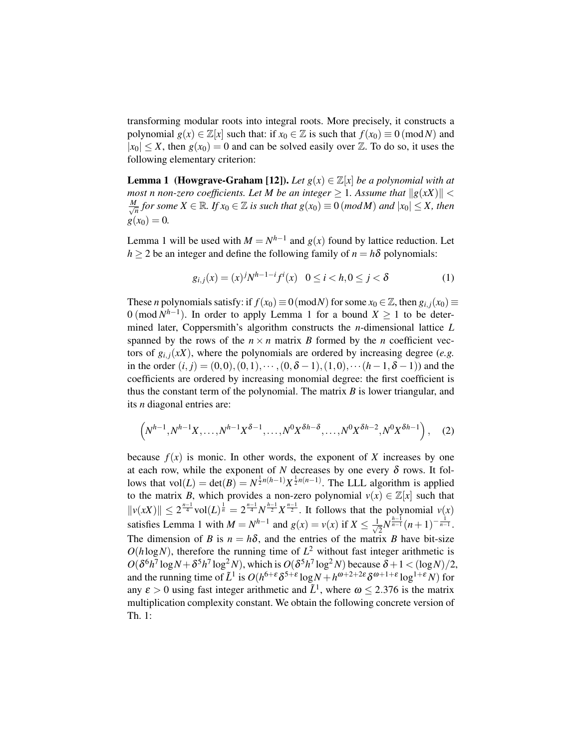transforming modular roots into integral roots. More precisely, it constructs a polynomial $g(x) \in \mathbb{Z}[x]$ such that: if $x_0 \in \mathbb{Z}$ is such that $f(x_0) \equiv 0 \,(\mathrm{mod}\, N)$ and $|x_0| \leq X$, then $g(x_0) = 0$ and can be solved easily over $\mathbb{Z}$. To do so, it uses the following elementary criterion:

**Lemma 1 (Howgrave-Graham [12]).** *Let $g(x) \in \mathbb{Z}[x]$ be a polynomial with at most $n$ non-zero coefficients. Let $M$ be an integer $\geq 1$. Assume that $\|g(xX)\| < \frac{M}{\sqrt{n}}$ for some $X \in \mathbb{R}$. If $x_0 \in \mathbb{Z}$ is such that $g(x_0) \equiv 0 \,(mod\, M)$ and $|x_0| \leq X$, then $g(x_0) = 0$.*

Lemma 1 will be used with $M = N^{h-1}$ and $g(x)$ found by lattice reduction. Let $h \geq 2$ be an integer and define the following family of $n = h\delta$ polynomials:

$$g_{i,j}(x) = (x)^j N^{h-1-i} f^i(x) \quad 0 \leq i < h, 0 \leq j < \delta \tag{1}$$

These $n$ polynomials satisfy: if $f(x_0) \equiv 0 \,(\mathrm{mod} N)$ for some $x_0 \in \mathbb{Z}$, then $g_{i,j}(x_0) \equiv 0 \,(\mathrm{mod}\, N^{h-1})$. In order to apply Lemma 1 for a bound $X \geq 1$ to be determined later, Coppersmith's algorithm constructs the $n$-dimensional lattice $L$ spanned by the rows of the $n \times n$ matrix $B$ formed by the $n$ coefficient vectors of $g_{i,j}(xX)$, where the polynomials are ordered by increasing degree (*e.g.* in the order $(i, j) = (0,0), (0,1), \cdots, (0, \delta-1), (1,0), \cdots (h-1, \delta-1)$) and the coefficients are ordered by increasing monomial degree: the first coefficient is thus the constant term of the polynomial. The matrix $B$ is lower triangular, and its $n$ diagonal entries are:

$$\left(N^{h-1}, N^{h-1}X, \ldots, N^{h-1}X^{\delta-1}, \ldots, N^0 X^{\delta h-\delta}, \ldots, N^0 X^{\delta h-2}, N^0 X^{\delta h-1}\right), \tag{2}$$

because $f(x)$ is monic. In other words, the exponent of $X$ increases by one at each row, while the exponent of $N$ decreases by one every $\delta$ rows. It follows that $\mathrm{vol}(L) = \det(B) = N^{\frac{1}{2}n(h-1)} X^{\frac{1}{2}n(n-1)}$. The LLL algorithm is applied to the matrix $B$, which provides a non-zero polynomial $v(x) \in \mathbb{Z}[x]$ such that $\|v(xX)\| \leq 2^{\frac{n-1}{4}} \mathrm{vol}(L)^{\frac{1}{n}} = 2^{\frac{n-1}{4}} N^{\frac{h-1}{2}} X^{\frac{n-1}{2}}$. It follows that the polynomial $v(x)$ satisfies Lemma 1 with $M = N^{h-1}$ and $g(x) = v(x)$ if $X \leq \frac{1}{\sqrt{2}} N^{\frac{h-1}{n-1}} (n+1)^{-\frac{1}{n-1}}$. The dimension of $B$ is $n = h\delta$, and the entries of the matrix $B$ have bit-size $O(h \log N)$, therefore the running time of $L^2$ without fast integer arithmetic is $O(\delta^6 h^7 \log N + \delta^5 h^7 \log^2 N)$, which is $O(\delta^5 h^7 \log^2 N)$ because $\delta + 1 < (\log N)/2$, and the running time of $\tilde{L}^1$ is $O(h^{6+\varepsilon} \delta^{5+\varepsilon} \log N + h^{\omega+2+2\varepsilon} \delta^{\omega+1+\varepsilon} \log^{1+\varepsilon} N)$ for any $\varepsilon > 0$ using fast integer arithmetic and $\tilde{L}^1$, where $\omega \leq 2.376$ is the matrix multiplication complexity constant. We obtain the following concrete version of Th. 1: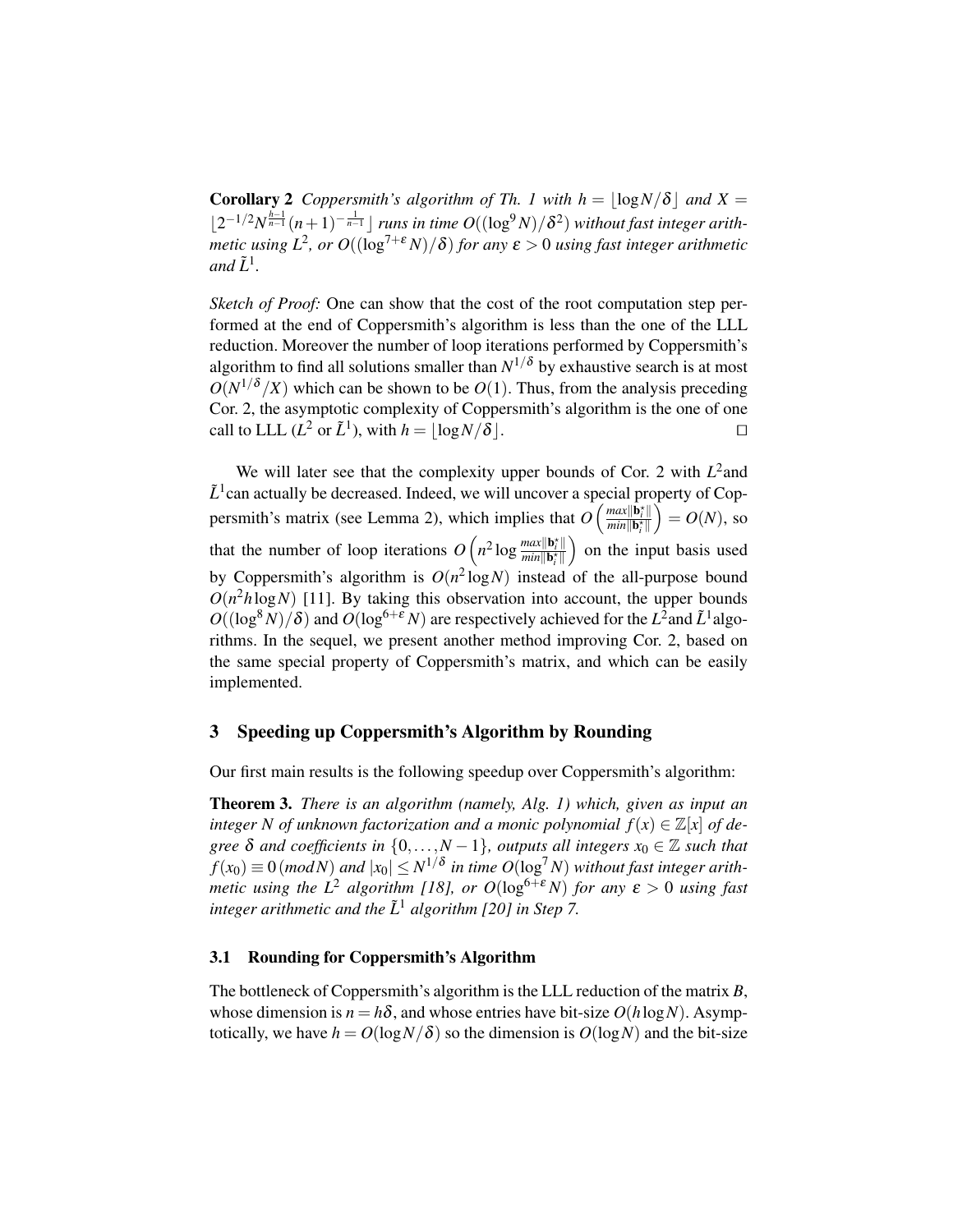**Corollary 2** *Coppersmith's algorithm of Th. 1 with $h = \lfloor \log N/\delta \rfloor$ and $X = \lfloor 2^{-1/2} N^{\frac{h-1}{n-1}} (n+1)^{-\frac{1}{n-1}} \rfloor$ runs in time $O((\log^9 N)/\delta^2)$ without fast integer arithmetic using $L^2$, or $O((\log^{7+\varepsilon} N)/\delta)$ for any $\varepsilon > 0$ using fast integer arithmetic and $\tilde{L}^1$.*

*Sketch of Proof:* One can show that the cost of the root computation step performed at the end of Coppersmith's algorithm is less than the one of the LLL reduction. Moreover the number of loop iterations performed by Coppersmith's algorithm to find all solutions smaller than $N^{1/\delta}$ by exhaustive search is at most $O(N^{1/\delta}/X)$ which can be shown to be $O(1)$. Thus, from the analysis preceding Cor. 2, the asymptotic complexity of Coppersmith's algorithm is the one of one call to LLL ($L^2$ or $\tilde{L}^1$), with $h = \lfloor \log N/\delta \rfloor$. $\square$

We will later see that the complexity upper bounds of Cor. 2 with $L^2$ and $\tilde{L}^1$ can actually be decreased. Indeed, we will uncover a special property of Coppersmith's matrix (see Lemma 2), which implies that $O\left(\frac{max\|\mathbf{b}_i^\star\|}{min\|\mathbf{b}_i^\star\|}\right) = O(N)$, so that the number of loop iterations $O\left(n^2 \log \frac{max\|\mathbf{b}_i^\star\|}{min\|\mathbf{b}_i^\star\|}\right)$ on the input basis used by Coppersmith's algorithm is $O(n^2 \log N)$ instead of the all-purpose bound $O(n^2 h \log N)$ [11]. By taking this observation into account, the upper bounds $O((\log^8 N)/\delta)$ and $O(\log^{6+\varepsilon} N)$ are respectively achieved for the $L^2$ and $\tilde{L}^1$ algorithms. In the sequel, we present another method improving Cor. 2, based on the same special property of Coppersmith's matrix, and which can be easily implemented.

## 3 Speeding up Coppersmith's Algorithm by Rounding

Our first main results is the following speedup over Coppersmith's algorithm:

**Theorem 3.** *There is an algorithm (namely, Alg. 1) which, given as input an integer $N$ of unknown factorization and a monic polynomial $f(x) \in \mathbb{Z}[x]$ of degree $\delta$ and coefficients in $\{0, \ldots, N-1\}$, outputs all integers $x_0 \in \mathbb{Z}$ such that $f(x_0) \equiv 0 \,(mod N)$ and $|x_0| \leq N^{1/\delta}$ in time $O(\log^7 N)$ without fast integer arithmetic using the $L^2$ algorithm [18], or $O(\log^{6+\varepsilon} N)$ for any $\varepsilon > 0$ using fast integer arithmetic and the $\tilde{L}^1$ algorithm [20] in Step 7.*

### 3.1 Rounding for Coppersmith's Algorithm

The bottleneck of Coppersmith's algorithm is the LLL reduction of the matrix $B$, whose dimension is $n = h\delta$, and whose entries have bit-size $O(h \log N)$. Asymptotically, we have $h = O(\log N/\delta)$ so the dimension is $O(\log N)$ and the bit-size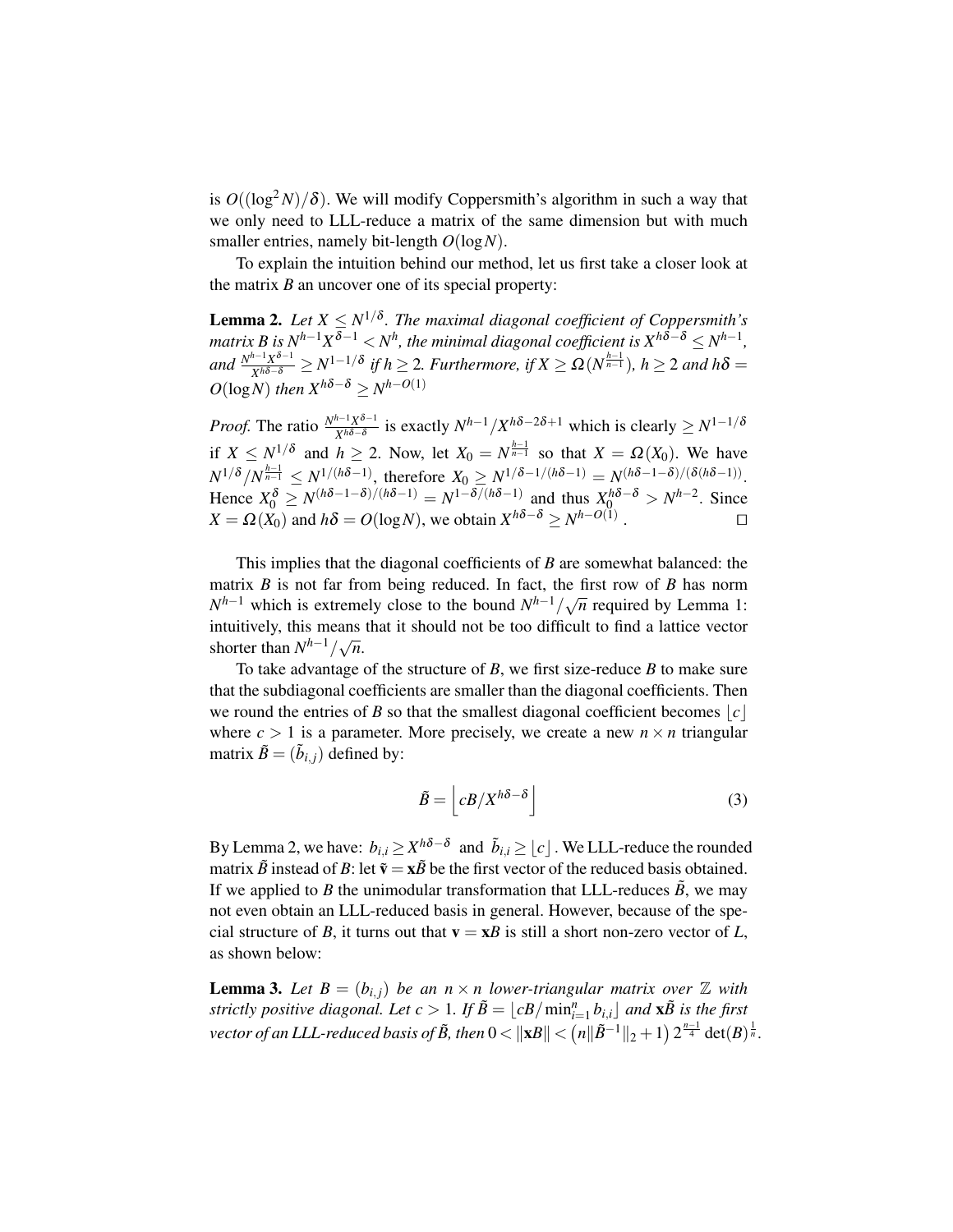is $O((\log^2 N)/\delta)$. We will modify Coppersmith's algorithm in such a way that we only need to LLL-reduce a matrix of the same dimension but with much smaller entries, namely bit-length $O(\log N)$.

To explain the intuition behind our method, let us first take a closer look at the matrix $B$ an uncover one of its special property:

**Lemma 2.** *Let $X \leq N^{1/\delta}$. The maximal diagonal coefficient of Coppersmith's matrix $B$ is $N^{h-1}X^{\delta-1} < N^h$, the minimal diagonal coefficient is $X^{h\delta-\delta} \leq N^{h-1}$, and $\frac{N^{h-1}X^{\delta-1}}{X^{h\delta-\delta}} \geq N^{1-1/\delta}$ if $h \geq 2$. Furthermore, if $X \geq \Omega(N^{\frac{h-1}{n-1}})$, $h \geq 2$ and $h\delta = O(\log N)$ then $X^{h\delta-\delta} \geq N^{h-O(1)}$*

*Proof.* The ratio $\frac{N^{h-1}X^{\delta-1}}{X^{h\delta-\delta}}$ is exactly $N^{h-1}/X^{h\delta-2\delta+1}$ which is clearly $\geq N^{1-1/\delta}$ if $X \leq N^{1/\delta}$ and $h \geq 2$. Now, let $X_0 = N^{\frac{h-1}{n-1}}$ so that $X = \Omega(X_0)$. We have $N^{1/\delta}/N^{\frac{h-1}{n-1}} \leq N^{1/(h\delta-1)}$, therefore $X_0 \geq N^{1/\delta-1/(h\delta-1)} = N^{(h\delta-1-\delta)/(\delta(h\delta-1))}$. Hence $X_0^{\delta} \geq N^{(h\delta-1-\delta)/(h\delta-1)} = N^{1-\delta/(h\delta-1)}$ and thus $X_0^{h\delta-\delta} > N^{h-2}$. Since $X = \Omega(X_0)$ and $h\delta = O(\log N)$, we obtain $X^{h\delta-\delta} \geq N^{h-O(1)}$ . $\square$

This implies that the diagonal coefficients of $B$ are somewhat balanced: the matrix $B$ is not far from being reduced. In fact, the first row of $B$ has norm $N^{h-1}$ which is extremely close to the bound $N^{h-1}/\sqrt{n}$ required by Lemma 1: intuitively, this means that it should not be too difficult to find a lattice vector shorter than $N^{h-1}/\sqrt{n}$.

To take advantage of the structure of $B$, we first size-reduce $B$ to make sure that the subdiagonal coefficients are smaller than the diagonal coefficients. Then we round the entries of $B$ so that the smallest diagonal coefficient becomes $\lfloor c \rfloor$ where $c > 1$ is a parameter. More precisely, we create a new $n \times n$ triangular matrix $\tilde{B} = (\tilde{b}_{i,j})$ defined by:

$$\tilde{B} = \left\lfloor cB/X^{h\delta-\delta} \right\rfloor \tag{3}$$

By Lemma 2, we have: $b_{i,i} \geq X^{h\delta-\delta}$ and $\tilde{b}_{i,i} \geq \lfloor c \rfloor$ . We LLL-reduce the rounded matrix $\tilde{B}$ instead of $B$: let $\tilde{\mathbf{v}} = \mathbf{x}\tilde{B}$ be the first vector of the reduced basis obtained. If we applied to $B$ the unimodular transformation that LLL-reduces $\tilde{B}$, we may not even obtain an LLL-reduced basis in general. However, because of the special structure of $B$, it turns out that $\mathbf{v} = \mathbf{x}B$ is still a short non-zero vector of $L$, as shown below:

**Lemma 3.** *Let $B = (b_{i,j})$ be an $n \times n$ lower-triangular matrix over $\mathbb{Z}$ with strictly positive diagonal. Let $c > 1$. If $\tilde{B} = \lfloor cB/\min_{i=1}^{n} b_{i,i} \rfloor$ and $\mathbf{x}\tilde{B}$ is the first vector of an LLL-reduced basis of $\tilde{B}$, then $0 < \|\mathbf{x}B\| < \left(n\|\tilde{B}^{-1}\|_2 + 1\right) 2^{\frac{n-1}{4}} \det(B)^{\frac{1}{n}}$.*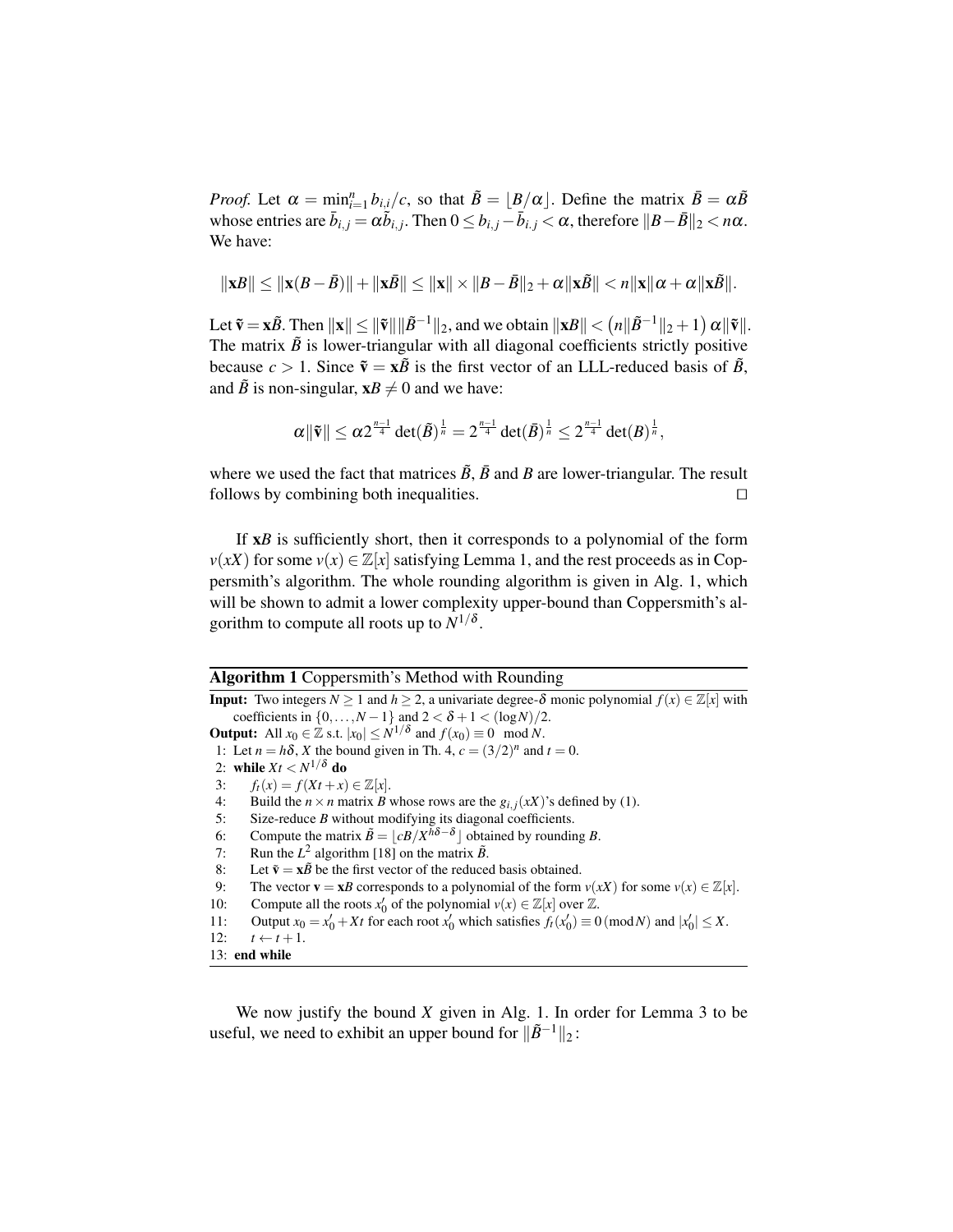*Proof.* Let $\alpha = \min_{i=1}^{n} b_{i,i}/c$, so that $\tilde{B} = \lfloor B/\alpha \rfloor$. Define the matrix $\bar{B} = \alpha \tilde{B}$ whose entries are $\bar{b}_{i,j} = \alpha \tilde{b}_{i,j}$. Then $0 \leq b_{i,j} - \bar{b}_{i,j} < \alpha$, therefore $\|B - \bar{B}\|_2 < n\alpha$. We have:

$$\|\mathbf{x}B\| \leq \|\mathbf{x}(B-\bar{B})\| + \|\mathbf{x}\bar{B}\| \leq \|\mathbf{x}\| \times \|B-\bar{B}\|_2 + \alpha\|\mathbf{x}\tilde{B}\| < n\|\mathbf{x}\|\alpha + \alpha\|\mathbf{x}\tilde{B}\|.$$

Let $\tilde{\mathbf{v}} = \mathbf{x}\tilde{B}$. Then $\|\mathbf{x}\| \leq \|\tilde{\mathbf{v}}\| \|\tilde{B}^{-1}\|_2$, and we obtain $\|\mathbf{x}B\| < \left(n\|\tilde{B}^{-1}\|_2 + 1\right)\alpha\|\tilde{\mathbf{v}}\|$. The matrix $\tilde{B}$ is lower-triangular with all diagonal coefficients strictly positive because $c > 1$. Since $\tilde{\mathbf{v}} = \mathbf{x}\tilde{B}$ is the first vector of an LLL-reduced basis of $\tilde{B}$, and $\tilde{B}$ is non-singular, $\mathbf{x}B \neq 0$ and we have:

$$\alpha\|\tilde{\mathbf{v}}\| \leq \alpha 2^{\frac{n-1}{4}} \det(\tilde{B})^{\frac{1}{n}} = 2^{\frac{n-1}{4}} \det(\bar{B})^{\frac{1}{n}} \leq 2^{\frac{n-1}{4}} \det(B)^{\frac{1}{n}},$$

where we used the fact that matrices $\tilde{B}$, $\bar{B}$ and $B$ are lower-triangular. The result follows by combining both inequalities. $\square$

If $\mathbf{x}B$ is sufficiently short, then it corresponds to a polynomial of the form $v(xX)$ for some $v(x) \in \mathbb{Z}[x]$ satisfying Lemma 1, and the rest proceeds as in Coppersmith's algorithm. The whole rounding algorithm is given in Alg. 1, which will be shown to admit a lower complexity upper-bound than Coppersmith's algorithm to compute all roots up to $N^{1/\delta}$.

**Algorithm 1** Coppersmith's Method with Rounding

**Input:** Two integers $N \geq 1$ and $h \geq 2$, a univariate degree-$\delta$ monic polynomial $f(x) \in \mathbb{Z}[x]$ with coefficients in $\{0, \ldots, N-1\}$ and $2 < \delta + 1 < (\log N)/2$.
**Output:** All $x_0 \in \mathbb{Z}$ s.t. $|x_0| \leq N^{1/\delta}$ and $f(x_0) \equiv 0 \mod N$.

1: Let $n = h\delta$, $X$ the bound given in Th. 4, $c = (3/2)^n$ and $t = 0$.
2: **while** $Xt < N^{1/\delta}$ **do**
3: $\quad f_t(x) = f(Xt + x) \in \mathbb{Z}[x]$.
4: $\quad$ Build the $n \times n$ matrix $B$ whose rows are the $g_{i,j}(xX)$'s defined by (1).
5: $\quad$ Size-reduce $B$ without modifying its diagonal coefficients.
6: $\quad$ Compute the matrix $\tilde{B} = \lfloor cB/X^{h\delta-\delta} \rfloor$ obtained by rounding $B$.
7: $\quad$ Run the $L^2$ algorithm [18] on the matrix $\tilde{B}$.
8: $\quad$ Let $\tilde{\mathbf{v}} = \mathbf{x}\tilde{B}$ be the first vector of the reduced basis obtained.
9: $\quad$ The vector $\mathbf{v} = \mathbf{x}B$ corresponds to a polynomial of the form $v(xX)$ for some $v(x) \in \mathbb{Z}[x]$.
10: $\quad$ Compute all the roots $x_0'$ of the polynomial $v(x) \in \mathbb{Z}[x]$ over $\mathbb{Z}$.
11: $\quad$ Output $x_0 = x_0' + Xt$ for each root $x_0'$ which satisfies $f_t(x_0') \equiv 0 \,(\mathrm{mod}\, N)$ and $|x_0'| \leq X$.
12: $\quad t \leftarrow t + 1$.
13: **end while**

We now justify the bound $X$ given in Alg. 1. In order for Lemma 3 to be useful, we need to exhibit an upper bound for $\|\tilde{B}^{-1}\|_2$: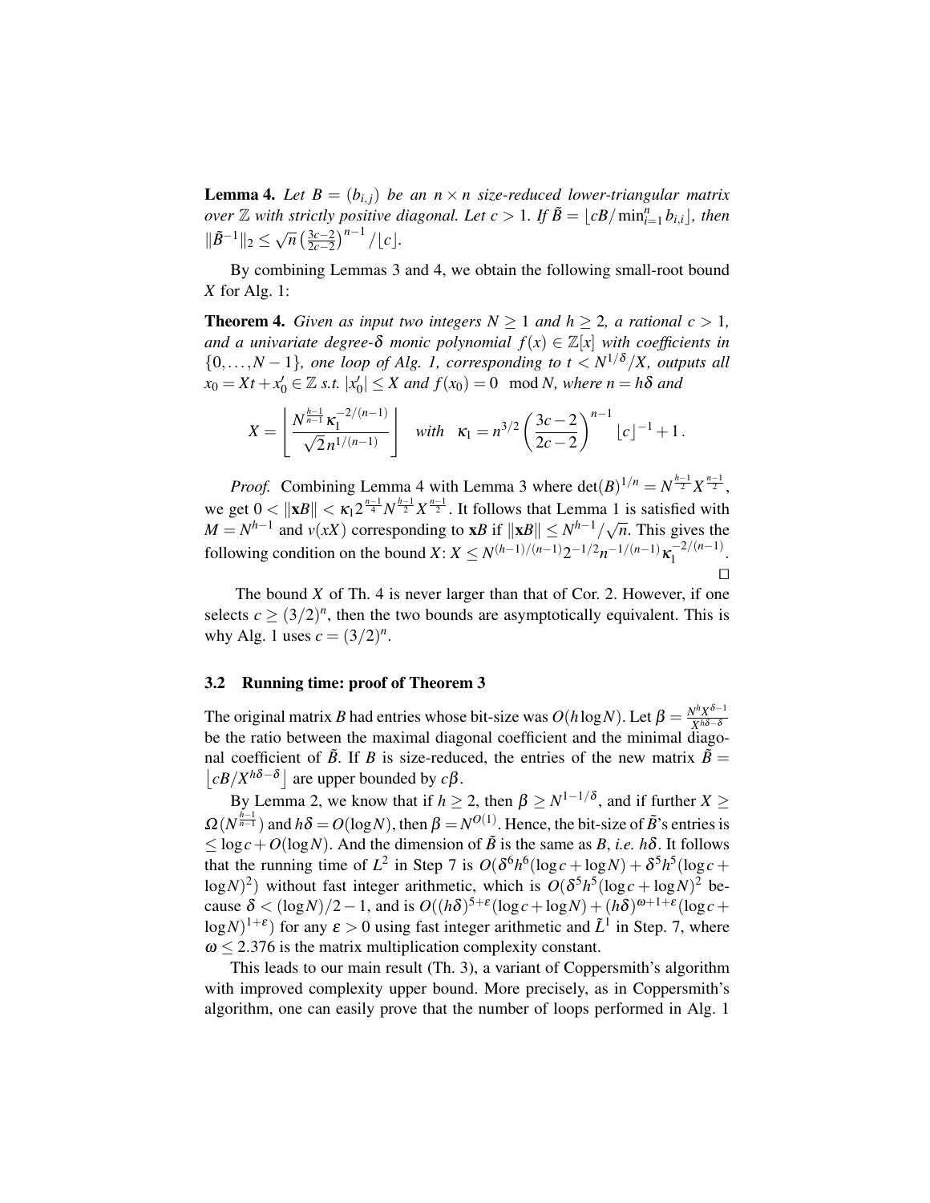**Lemma 4.** *Let $B = (b_{i,j})$ be an $n \times n$ size-reduced lower-triangular matrix over $\mathbb{Z}$ with strictly positive diagonal. Let $c > 1$. If $\tilde{B} = \lfloor cB/\min_{i=1}^{n} b_{i,i} \rfloor$, then $\|\tilde{B}^{-1}\|_2 \leq \sqrt{n}\left(\frac{3c-2}{2c-2}\right)^{n-1}/\lfloor c \rfloor$.*

By combining Lemmas 3 and 4, we obtain the following small-root bound $X$ for Alg. 1:

**Theorem 4.** *Given as input two integers $N \geq 1$ and $h \geq 2$, a rational $c > 1$, and a univariate degree-$\delta$ monic polynomial $f(x) \in \mathbb{Z}[x]$ with coefficients in $\{0, \ldots, N-1\}$, one loop of Alg. 1, corresponding to $t < N^{1/\delta}/X$, outputs all $x_0 = Xt + x_0' \in \mathbb{Z}$ s.t. $|x_0'| \leq X$ and $f(x_0) = 0 \mod N$, where $n = h\delta$ and*

$$X = \left\lfloor \frac{N^{\frac{h-1}{n-1}} \kappa_1^{-2/(n-1)}}{\sqrt{2}\, n^{1/(n-1)}} \right\rfloor \quad \textit{with} \quad \kappa_1 = n^{3/2}\left(\frac{3c-2}{2c-2}\right)^{n-1} \lfloor c \rfloor^{-1} + 1\,.$$

*Proof.* Combining Lemma 4 with Lemma 3 where $\det(B)^{1/n} = N^{\frac{h-1}{2}} X^{\frac{n-1}{2}}$, we get $0 < \|\mathbf{x}B\| < \kappa_1 2^{\frac{n-1}{4}} N^{\frac{h-1}{2}} X^{\frac{n-1}{2}}$. It follows that Lemma 1 is satisfied with $M = N^{h-1}$ and $v(xX)$ corresponding to $\mathbf{x}B$ if $\|\mathbf{x}B\| \leq N^{h-1}/\sqrt{n}$. This gives the following condition on the bound $X$: $X \leq N^{(h-1)/(n-1)} 2^{-1/2} n^{-1/(n-1)} \kappa_1^{-2/(n-1)}$. $\square$

The bound $X$ of Th. 4 is never larger than that of Cor. 2. However, if one selects $c \geq (3/2)^n$, then the two bounds are asymptotically equivalent. This is why Alg. 1 uses $c = (3/2)^n$.

### 3.2 Running time: proof of Theorem 3

The original matrix $B$ had entries whose bit-size was $O(h \log N)$. Let $\beta = \frac{N^h X^{\delta-1}}{X^{h\delta-\delta}}$ be the ratio between the maximal diagonal coefficient and the minimal diagonal coefficient of $\tilde{B}$. If $B$ is size-reduced, the entries of the new matrix $\tilde{B} = \left\lfloor cB/X^{h\delta-\delta} \right\rfloor$ are upper bounded by $c\beta$.

By Lemma 2, we know that if $h \geq 2$, then $\beta \geq N^{1-1/\delta}$, and if further $X \geq \Omega(N^{\frac{h-1}{n-1}})$ and $h\delta = O(\log N)$, then $\beta = N^{O(1)}$. Hence, the bit-size of $\tilde{B}$'s entries is $\leq \log c + O(\log N)$. And the dimension of $\tilde{B}$ is the same as $B$, *i.e.* $h\delta$. It follows that the running time of $L^2$ in Step 7 is $O(\delta^6 h^6 (\log c + \log N) + \delta^5 h^5 (\log c + \log N)^2)$ without fast integer arithmetic, which is $O(\delta^5 h^5 (\log c + \log N)^2$ because $\delta < (\log N)/2 - 1$, and is $O((h\delta)^{5+\varepsilon}(\log c + \log N) + (h\delta)^{\omega+1+\varepsilon}(\log c + \log N)^{1+\varepsilon})$ for any $\varepsilon > 0$ using fast integer arithmetic and $\tilde{L}^1$ in Step. 7, where $\omega \leq 2.376$ is the matrix multiplication complexity constant.

This leads to our main result (Th. 3), a variant of Coppersmith's algorithm with improved complexity upper bound. More precisely, as in Coppersmith's algorithm, one can easily prove that the number of loops performed in Alg. 1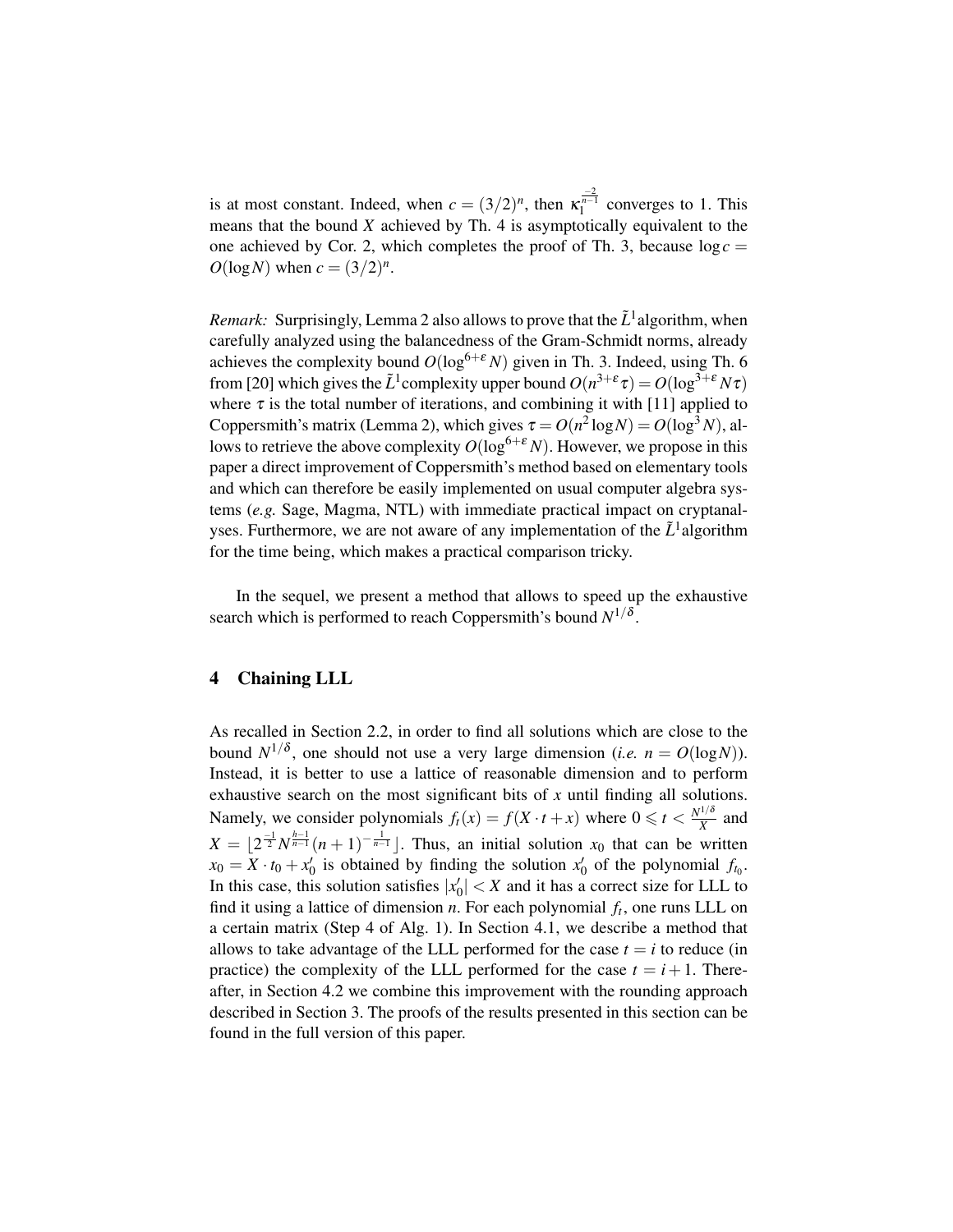is at most constant. Indeed, when $c = (3/2)^n$, then $\kappa_1^{\frac{-2}{n-1}}$ converges to 1. This means that the bound $X$ achieved by Th. 4 is asymptotically equivalent to the one achieved by Cor. 2, which completes the proof of Th. 3, because $\log c = O(\log N)$ when $c = (3/2)^n$.

*Remark:* Surprisingly, Lemma 2 also allows to prove that the $\tilde{L}^1$ algorithm, when carefully analyzed using the balancedness of the Gram-Schmidt norms, already achieves the complexity bound $O(\log^{6+\varepsilon} N)$ given in Th. 3. Indeed, using Th. 6 from [20] which gives the $\tilde{L}^1$ complexity upper bound $O(n^{3+\varepsilon}\tau) = O(\log^{3+\varepsilon} N\tau)$ where $\tau$ is the total number of iterations, and combining it with [11] applied to Coppersmith's matrix (Lemma 2), which gives $\tau = O(n^2 \log N) = O(\log^3 N)$, allows to retrieve the above complexity $O(\log^{6+\varepsilon} N)$. However, we propose in this paper a direct improvement of Coppersmith's method based on elementary tools and which can therefore be easily implemented on usual computer algebra systems (*e.g.* Sage, Magma, NTL) with immediate practical impact on cryptanalyses. Furthermore, we are not aware of any implementation of the $\tilde{L}^1$ algorithm for the time being, which makes a practical comparison tricky.

In the sequel, we present a method that allows to speed up the exhaustive search which is performed to reach Coppersmith's bound $N^{1/\delta}$.

## 4 Chaining LLL

As recalled in Section 2.2, in order to find all solutions which are close to the bound $N^{1/\delta}$, one should not use a very large dimension (*i.e.* $n = O(\log N)$). Instead, it is better to use a lattice of reasonable dimension and to perform exhaustive search on the most significant bits of $x$ until finding all solutions. Namely, we consider polynomials $f_t(x) = f(X \cdot t + x)$ where $0 \leqslant t < \frac{N^{1/\delta}}{X}$ and $X = \lfloor 2^{\frac{-1}{2}} N^{\frac{h-1}{n-1}} (n+1)^{-\frac{1}{n-1}} \rfloor$. Thus, an initial solution $x_0$ that can be written $x_0 = X \cdot t_0 + x_0'$ is obtained by finding the solution $x_0'$ of the polynomial $f_{t_0}$. In this case, this solution satisfies $|x_0'| < X$ and it has a correct size for LLL to find it using a lattice of dimension $n$. For each polynomial $f_t$, one runs LLL on a certain matrix (Step 4 of Alg. 1). In Section 4.1, we describe a method that allows to take advantage of the LLL performed for the case $t = i$ to reduce (in practice) the complexity of the LLL performed for the case $t = i+1$. Thereafter, in Section 4.2 we combine this improvement with the rounding approach described in Section 3. The proofs of the results presented in this section can be found in the full version of this paper.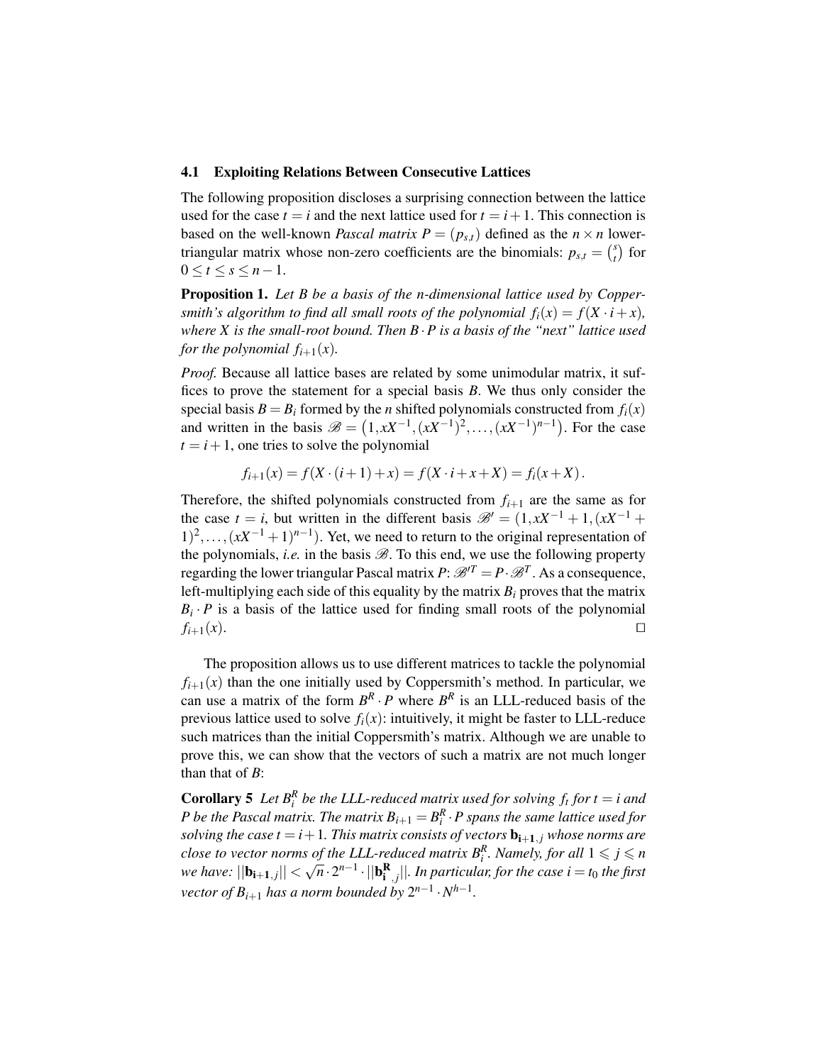### 4.1 Exploiting Relations Between Consecutive Lattices

The following proposition discloses a surprising connection between the lattice used for the case $t = i$ and the next lattice used for $t = i+1$. This connection is based on the well-known *Pascal matrix* $P = (p_{s,t})$ defined as the $n \times n$ lower-triangular matrix whose non-zero coefficients are the binomials: $p_{s,t} = \binom{s}{t}$ for $0 \le t \le s \le n-1$.

**Proposition 1.** *Let $B$ be a basis of the $n$-dimensional lattice used by Coppersmith's algorithm to find all small roots of the polynomial $f_i(x) = f(X \cdot i + x)$, where $X$ is the small-root bound. Then $B \cdot P$ is a basis of the "next" lattice used for the polynomial $f_{i+1}(x)$.*

*Proof.* Because all lattice bases are related by some unimodular matrix, it suffices to prove the statement for a special basis $B$. We thus only consider the special basis $B = B_i$ formed by the $n$ shifted polynomials constructed from $f_i(x)$ and written in the basis $\mathscr{B} = \left(1, xX^{-1}, (xX^{-1})^2, \ldots, (xX^{-1})^{n-1}\right)$. For the case $t = i+1$, one tries to solve the polynomial

$$f_{i+1}(x) = f(X \cdot (i+1) + x) = f(X \cdot i + x + X) = f_i(x + X).$$

Therefore, the shifted polynomials constructed from $f_{i+1}$ are the same as for the case $t = i$, but written in the different basis $\mathscr{B}' = (1, xX^{-1}+1, (xX^{-1}+1)^2, \ldots, (xX^{-1}+1)^{n-1})$. Yet, we need to return to the original representation of the polynomials, *i.e.* in the basis $\mathscr{B}$. To this end, we use the following property regarding the lower triangular Pascal matrix $P$: $\mathscr{B}'^T = P \cdot \mathscr{B}^T$. As a consequence, left-multiplying each side of this equality by the matrix $B_i$ proves that the matrix $B_i \cdot P$ is a basis of the lattice used for finding small roots of the polynomial $f_{i+1}(x)$. $\square$

The proposition allows us to use different matrices to tackle the polynomial $f_{i+1}(x)$ than the one initially used by Coppersmith's method. In particular, we can use a matrix of the form $B^R \cdot P$ where $B^R$ is an LLL-reduced basis of the previous lattice used to solve $f_i(x)$: intuitively, it might be faster to LLL-reduce such matrices than the initial Coppersmith's matrix. Although we are unable to prove this, we can show that the vectors of such a matrix are not much longer than that of $B$:

**Corollary 5** *Let $B_i^R$ be the LLL-reduced matrix used for solving $f_t$ for $t = i$ and $P$ be the Pascal matrix. The matrix $B_{i+1} = B_i^R \cdot P$ spans the same lattice used for solving the case $t = i+1$. This matrix consists of vectors $\mathbf{b_{i+1}}_{,j}$ whose norms are close to vector norms of the LLL-reduced matrix $B_i^R$. Namely, for all $1 \leqslant j \leqslant n$ we have: $||\mathbf{b_{i+1}}_{,j}|| < \sqrt{n} \cdot 2^{n-1} \cdot ||\mathbf{b^R_i}_{,j}||$. In particular, for the case $i = t_0$ the first vector of $B_{i+1}$ has a norm bounded by $2^{n-1} \cdot N^{h-1}$.*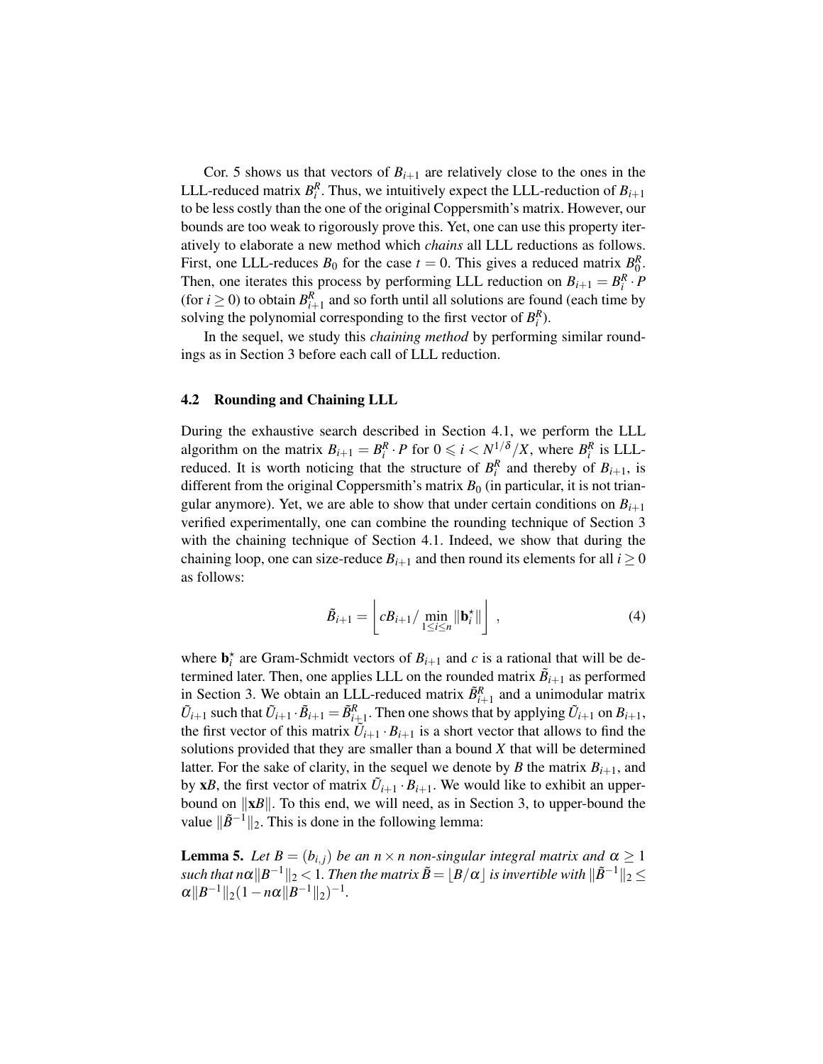Cor. 5 shows us that vectors of $B_{i+1}$ are relatively close to the ones in the LLL-reduced matrix $B_i^R$. Thus, we intuitively expect the LLL-reduction of $B_{i+1}$ to be less costly than the one of the original Coppersmith's matrix. However, our bounds are too weak to rigorously prove this. Yet, one can use this property iteratively to elaborate a new method which *chains* all LLL reductions as follows. First, one LLL-reduces $B_0$ for the case $t = 0$. This gives a reduced matrix $B_0^R$. Then, one iterates this process by performing LLL reduction on $B_{i+1} = B_i^R \cdot P$ (for $i \geq 0$) to obtain $B_{i+1}^R$ and so forth until all solutions are found (each time by solving the polynomial corresponding to the first vector of $B_i^R$).

In the sequel, we study this *chaining method* by performing similar roundings as in Section 3 before each call of LLL reduction.

### 4.2 Rounding and Chaining LLL

During the exhaustive search described in Section 4.1, we perform the LLL algorithm on the matrix $B_{i+1} = B_i^R \cdot P$ for $0 \leqslant i < N^{1/\delta}/X$, where $B_i^R$ is LLL-reduced. It is worth noticing that the structure of $B_i^R$ and thereby of $B_{i+1}$, is different from the original Coppersmith's matrix $B_0$ (in particular, it is not triangular anymore). Yet, we are able to show that under certain conditions on $B_{i+1}$ verified experimentally, one can combine the rounding technique of Section 3 with the chaining technique of Section 4.1. Indeed, we show that during the chaining loop, one can size-reduce $B_{i+1}$ and then round its elements for all $i \geq 0$ as follows:

$$\tilde{B}_{i+1} = \left\lfloor cB_{i+1} / \min_{1 \leq i \leq n} \|\mathbf{b}_i^\star\| \right\rfloor , \tag{4}$$

where $\mathbf{b}_i^\star$ are Gram-Schmidt vectors of $B_{i+1}$ and $c$ is a rational that will be determined later. Then, one applies LLL on the rounded matrix $\tilde{B}_{i+1}$ as performed in Section 3. We obtain an LLL-reduced matrix $\tilde{B}_{i+1}^R$ and a unimodular matrix $\tilde{U}_{i+1}$ such that $\tilde{U}_{i+1} \cdot \tilde{B}_{i+1} = \tilde{B}_{i+1}^R$. Then one shows that by applying $\tilde{U}_{i+1}$ on $B_{i+1}$, the first vector of this matrix $\tilde{U}_{i+1} \cdot B_{i+1}$ is a short vector that allows to find the solutions provided that they are smaller than a bound $X$ that will be determined latter. For the sake of clarity, in the sequel we denote by $B$ the matrix $B_{i+1}$, and by $\mathbf{x}B$, the first vector of matrix $\tilde{U}_{i+1} \cdot B_{i+1}$. We would like to exhibit an upper-bound on $\|\mathbf{x}B\|$. To this end, we will need, as in Section 3, to upper-bound the value $\|\tilde{B}^{-1}\|_2$. This is done in the following lemma:

**Lemma 5.** *Let $B = (b_{i,j})$ be an $n \times n$ non-singular integral matrix and $\alpha \geq 1$ such that $n\alpha\|B^{-1}\|_2 < 1$. Then the matrix $\tilde{B} = \lfloor B/\alpha \rfloor$ is invertible with $\|\tilde{B}^{-1}\|_2 \leq \alpha\|B^{-1}\|_2(1 - n\alpha\|B^{-1}\|_2)^{-1}$.*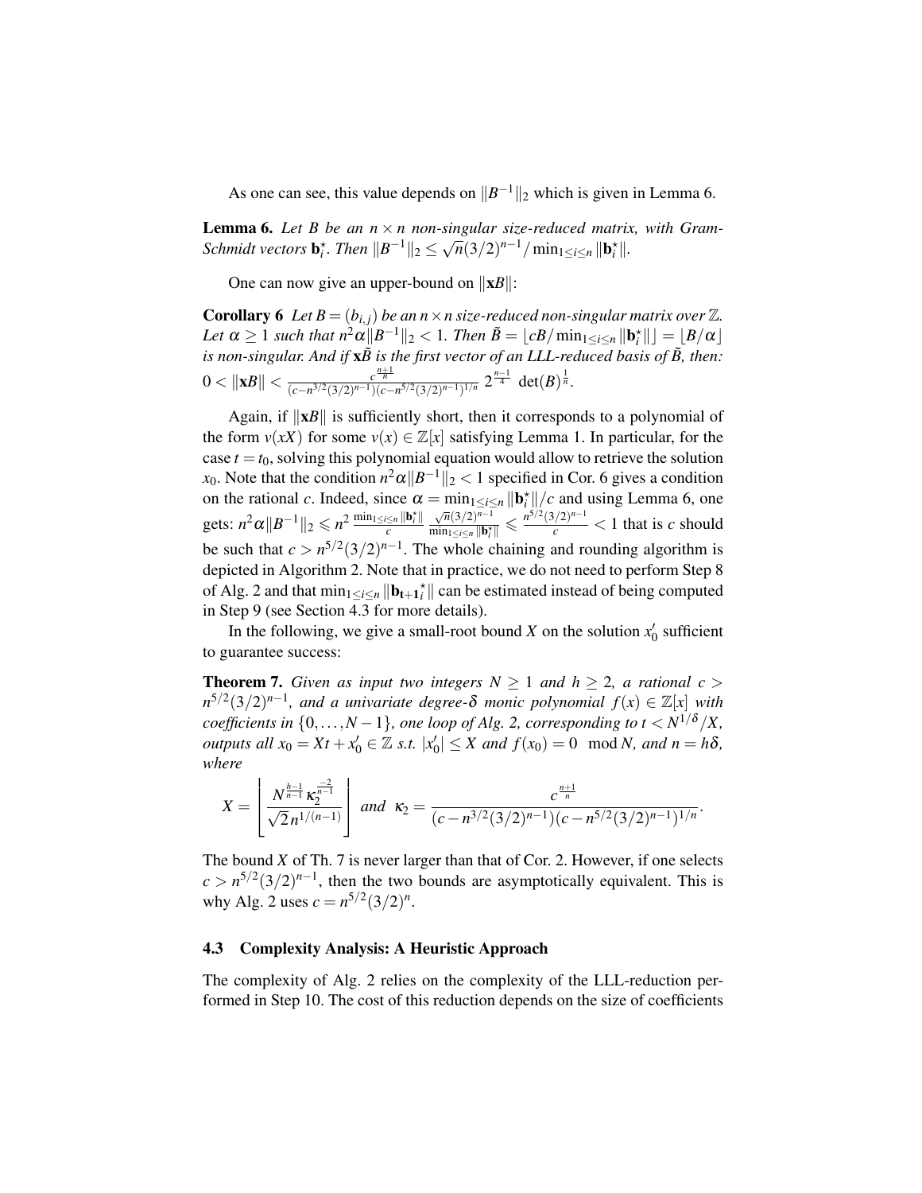As one can see, this value depends on $\|B^{-1}\|_2$ which is given in Lemma 6.

**Lemma 6.** *Let $B$ be an $n \times n$ non-singular size-reduced matrix, with Gram-Schmidt vectors $\mathbf{b}_i^\star$. Then $\|B^{-1}\|_2 \leq \sqrt{n}(3/2)^{n-1}/\min_{1\leq i\leq n}\|\mathbf{b}_i^\star\|$.*

One can now give an upper-bound on $\|\mathbf{x}B\|$:

**Corollary 6** *Let $B = (b_{i,j})$ be an $n \times n$ size-reduced non-singular matrix over $\mathbb{Z}$. Let $\alpha \geq 1$ such that $n^2\alpha\|B^{-1}\|_2 < 1$. Then $\tilde{B} = \lfloor cB/\min_{1\leq i\leq n}\|\mathbf{b}_i^\star\|\rfloor = \lfloor B/\alpha \rfloor$ is non-singular. And if $\mathbf{x}\tilde{B}$ is the first vector of an LLL-reduced basis of $\tilde{B}$, then: $0 < \|\mathbf{x}B\| < \frac{c^{\frac{n+1}{n}}}{(c-n^{3/2}(3/2)^{n-1})(c-n^{5/2}(3/2)^{n-1})^{1/n}}\ 2^{\frac{n-1}{4}}\ \det(B)^{\frac{1}{n}}$.*

Again, if $\|\mathbf{x}B\|$ is sufficiently short, then it corresponds to a polynomial of the form $v(xX)$ for some $v(x) \in \mathbb{Z}[x]$ satisfying Lemma 1. In particular, for the case $t = t_0$, solving this polynomial equation would allow to retrieve the solution $x_0$. Note that the condition $n^2\alpha\|B^{-1}\|_2 < 1$ specified in Cor. 6 gives a condition on the rational $c$. Indeed, since $\alpha = \min_{1\leq i\leq n}\|\mathbf{b}_i^\star\|/c$ and using Lemma 6, one gets: $n^2\alpha\|B^{-1}\|_2 \leqslant n^2\frac{\min_{1\leq i\leq n}\|\mathbf{b}_i^\star\|}{c}\frac{\sqrt{n}(3/2)^{n-1}}{\min_{1\leq i\leq n}\|\mathbf{b}_i^\star\|} \leqslant \frac{n^{5/2}(3/2)^{n-1}}{c} < 1$ that is $c$ should be such that $c > n^{5/2}(3/2)^{n-1}$. The whole chaining and rounding algorithm is depicted in Algorithm 2. Note that in practice, we do not need to perform Step 8 of Alg. 2 and that $\min_{1\leq i\leq n}\|\mathbf{b_{t+1}}_i^\star\|$ can be estimated instead of being computed in Step 9 (see Section 4.3 for more details).

In the following, we give a small-root bound $X$ on the solution $x_0'$ sufficient to guarantee success:

**Theorem 7.** *Given as input two integers $N \geq 1$ and $h \geq 2$, a rational $c > n^{5/2}(3/2)^{n-1}$, and a univariate degree-$\delta$ monic polynomial $f(x) \in \mathbb{Z}[x]$ with coefficients in $\{0,\ldots,N-1\}$, one loop of Alg. 2, corresponding to $t < N^{1/\delta}/X$, outputs all $x_0 = Xt + x_0' \in \mathbb{Z}$ s.t. $|x_0'| \leq X$ and $f(x_0) = 0 \mod N$, and $n = h\delta$, where*

$$X = \left\lfloor \frac{N^{\frac{h-1}{n-1}}\kappa_2^{\frac{-2}{n-1}}}{\sqrt{2}\,n^{1/(n-1)}} \right\rfloor \quad \text{and} \quad \kappa_2 = \frac{c^{\frac{n+1}{n}}}{(c-n^{3/2}(3/2)^{n-1})(c-n^{5/2}(3/2)^{n-1})^{1/n}}.$$

The bound $X$ of Th. 7 is never larger than that of Cor. 2. However, if one selects $c > n^{5/2}(3/2)^{n-1}$, then the two bounds are asymptotically equivalent. This is why Alg. 2 uses $c = n^{5/2}(3/2)^n$.

### 4.3 Complexity Analysis: A Heuristic Approach

The complexity of Alg. 2 relies on the complexity of the LLL-reduction performed in Step 10. The cost of this reduction depends on the size of coefficients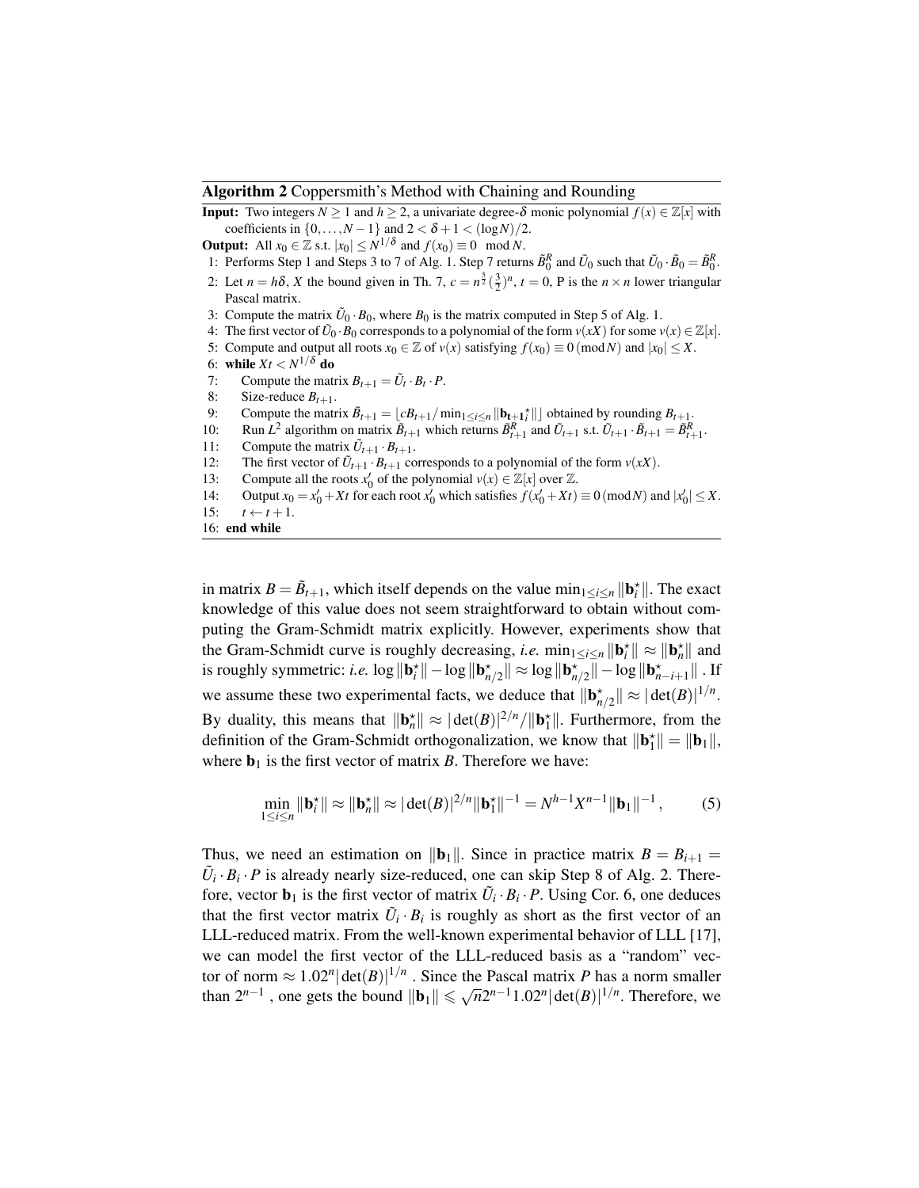**Algorithm 2** Coppersmith's Method with Chaining and Rounding

**Input:** Two integers $N \geq 1$ and $h \geq 2$, a univariate degree-$\delta$ monic polynomial $f(x) \in \mathbb{Z}[x]$ with coefficients in $\{0, \ldots, N-1\}$ and $2 < \delta + 1 < (\log N)/2$.

**Output:** All $x_0 \in \mathbb{Z}$ s.t. $|x_0| \leq N^{1/\delta}$ and $f(x_0) \equiv 0 \mod N$.

1: Performs Step 1 and Steps 3 to 7 of Alg. 1. Step 7 returns $\tilde{B}_0^R$ and $\tilde{U}_0$ such that $\tilde{U}_0 \cdot \tilde{B}_0 = \tilde{B}_0^R$.
2: Let $n = h\delta$, $X$ the bound given in Th. 7, $c = n^{\frac{5}{2}}(\frac{3}{2})^n$, $t = 0$, P is the $n \times n$ lower triangular Pascal matrix.
3: Compute the matrix $\tilde{U}_0 \cdot B_0$, where $B_0$ is the matrix computed in Step 5 of Alg. 1.
4: The first vector of $\tilde{U}_0 \cdot B_0$ corresponds to a polynomial of the form $v(xX)$ for some $v(x) \in \mathbb{Z}[x]$.
5: Compute and output all roots $x_0 \in \mathbb{Z}$ of $v(x)$ satisfying $f(x_0) \equiv 0 \, (\mathrm{mod}\, N)$ and $|x_0| \leq X$.
6: **while** $Xt < N^{1/\delta}$ **do**
7: Compute the matrix $B_{t+1} = \tilde{U}_t \cdot B_t \cdot P$.
8: Size-reduce $B_{t+1}$.
9: Compute the matrix $\tilde{B}_{t+1} = \lfloor cB_{t+1} / \min_{1 \leq i \leq n} \|\mathbf{b_{t+1}}_i^\star\| \rceil$ obtained by rounding $B_{t+1}$.
10: Run $L^2$ algorithm on matrix $\tilde{B}_{t+1}$ which returns $\tilde{B}_{t+1}^R$ and $\tilde{U}_{t+1}$ s.t. $\tilde{U}_{t+1} \cdot \tilde{B}_{t+1} = \tilde{B}_{t+1}^R$.
11: Compute the matrix $\tilde{U}_{t+1} \cdot B_{t+1}$.
12: The first vector of $\tilde{U}_{t+1} \cdot B_{t+1}$ corresponds to a polynomial of the form $v(xX)$.
13: Compute all the roots $x_0'$ of the polynomial $v(x) \in \mathbb{Z}[x]$ over $\mathbb{Z}$.
14: Output $x_0 = x_0' + Xt$ for each root $x_0'$ which satisfies $f(x_0' + Xt) \equiv 0 \, (\mathrm{mod}\, N)$ and $|x_0'| \leq X$.
15: $t \leftarrow t + 1$.
16: **end while**

in matrix $B = \tilde{B}_{t+1}$, which itself depends on the value $\min_{1 \leq i \leq n} \|\mathbf{b}_i^\star\|$. The exact knowledge of this value does not seem straightforward to obtain without computing the Gram-Schmidt matrix explicitly. However, experiments show that the Gram-Schmidt curve is roughly decreasing, *i.e.* $\min_{1 \leq i \leq n} \|\mathbf{b}_i^\star\| \approx \|\mathbf{b}_n^\star\|$ and is roughly symmetric: *i.e.* $\log \|\mathbf{b}_i^\star\| - \log \|\mathbf{b}_{n/2}^\star\| \approx \log \|\mathbf{b}_{n/2}^\star\| - \log \|\mathbf{b}_{n-i+1}^\star\|$ . If we assume these two experimental facts, we deduce that $\|\mathbf{b}_{n/2}^\star\| \approx |\det(B)|^{1/n}$. By duality, this means that $\|\mathbf{b}_n^\star\| \approx |\det(B)|^{2/n} / \|\mathbf{b}_1^\star\|$. Furthermore, from the definition of the Gram-Schmidt orthogonalization, we know that $\|\mathbf{b}_1^\star\| = \|\mathbf{b}_1\|$, where $\mathbf{b}_1$ is the first vector of matrix $B$. Therefore we have:

$$\min_{1 \leq i \leq n} \|\mathbf{b}_i^\star\| \approx \|\mathbf{b}_n^\star\| \approx |\det(B)|^{2/n} \|\mathbf{b}_1^\star\|^{-1} = N^{h-1} X^{n-1} \|\mathbf{b}_1\|^{-1}, \tag{5}$$

Thus, we need an estimation on $\|\mathbf{b}_1\|$. Since in practice matrix $B = B_{i+1} = \tilde{U}_i \cdot B_i \cdot P$ is already nearly size-reduced, one can skip Step 8 of Alg. 2. Therefore, vector $\mathbf{b}_1$ is the first vector of matrix $\tilde{U}_i \cdot B_i \cdot P$. Using Cor. 6, one deduces that the first vector matrix $\tilde{U}_i \cdot B_i$ is roughly as short as the first vector of an LLL-reduced matrix. From the well-known experimental behavior of LLL [17], we can model the first vector of the LLL-reduced basis as a "random" vector of norm $\approx 1.02^n |\det(B)|^{1/n}$ . Since the Pascal matrix $P$ has a norm smaller than $2^{n-1}$ , one gets the bound $\|\mathbf{b}_1\| \leqslant \sqrt{n} 2^{n-1} 1.02^n |\det(B)|^{1/n}$. Therefore, we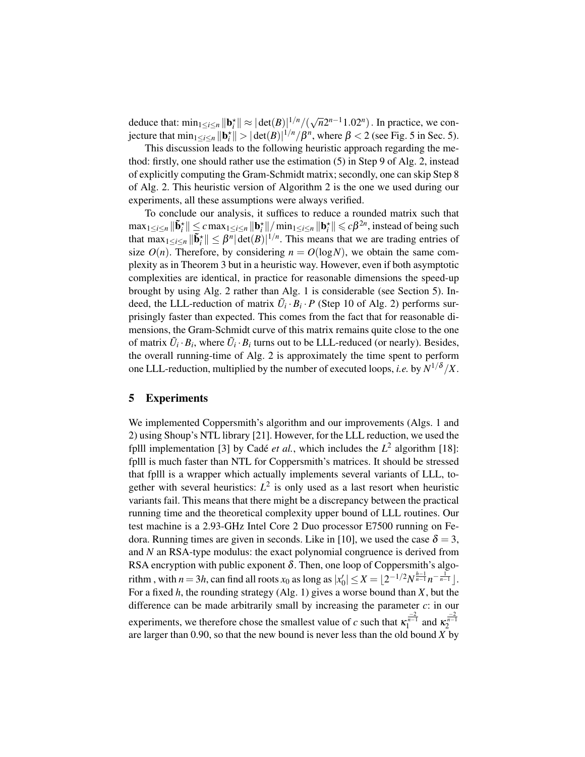deduce that: $\min_{1\leq i\leq n}\|\mathbf{b}_i^\star\| \approx |\det(B)|^{1/n}/(\sqrt{n}2^{n-1}1.02^n)$. In practice, we conjecture that $\min_{1\leq i\leq n}\|\mathbf{b}_i^\star\| > |\det(B)|^{1/n}/\beta^n$, where $\beta < 2$ (see Fig. 5 in Sec. 5).

This discussion leads to the following heuristic approach regarding the method: firstly, one should rather use the estimation (5) in Step 9 of Alg. 2, instead of explicitly computing the Gram-Schmidt matrix; secondly, one can skip Step 8 of Alg. 2. This heuristic version of Algorithm 2 is the one we used during our experiments, all these assumptions were always verified.

To conclude our analysis, it suffices to reduce a rounded matrix such that $\max_{1\leq i\leq n}\|\tilde{\mathbf{b}}_i^\star\| \leq c\max_{1\leq i\leq n}\|\mathbf{b}_i^\star\|/\min_{1\leq i\leq n}\|\mathbf{b}_i^\star\| \leqslant c\beta^{2n}$, instead of being such that $\max_{1\leq i\leq n}\|\tilde{\mathbf{b}}_i^\star\| \leq \beta^n|\det(B)|^{1/n}$. This means that we are trading entries of size $O(n)$. Therefore, by considering $n = O(\log N)$, we obtain the same complexity as in Theorem 3 but in a heuristic way. However, even if both asymptotic complexities are identical, in practice for reasonable dimensions the speed-up brought by using Alg. 2 rather than Alg. 1 is considerable (see Section 5). Indeed, the LLL-reduction of matrix $\tilde{U}_i \cdot B_i \cdot P$ (Step 10 of Alg. 2) performs surprisingly faster than expected. This comes from the fact that for reasonable dimensions, the Gram-Schmidt curve of this matrix remains quite close to the one of matrix $\tilde{U}_i \cdot B_i$, where $\tilde{U}_i \cdot B_i$ turns out to be LLL-reduced (or nearly). Besides, the overall running-time of Alg. 2 is approximately the time spent to perform one LLL-reduction, multiplied by the number of executed loops, *i.e.* by $N^{1/\delta}/X$.

## 5 Experiments

We implemented Coppersmith's algorithm and our improvements (Algs. 1 and 2) using Shoup's NTL library [21]. However, for the LLL reduction, we used the fplll implementation [3] by Cadé *et al.*, which includes the $L^2$ algorithm [18]: fplll is much faster than NTL for Coppersmith's matrices. It should be stressed that fplll is a wrapper which actually implements several variants of LLL, together with several heuristics: $L^2$ is only used as a last resort when heuristic variants fail. This means that there might be a discrepancy between the practical running time and the theoretical complexity upper bound of LLL routines. Our test machine is a 2.93-GHz Intel Core 2 Duo processor E7500 running on Fedora. Running times are given in seconds. Like in [10], we used the case $\delta = 3$, and $N$ an RSA-type modulus: the exact polynomial congruence is derived from RSA encryption with public exponent $\delta$. Then, one loop of Coppersmith's algorithm , with $n = 3h$, can find all roots $x_0$ as long as $|x_0'| \leq X = \lfloor 2^{-1/2}N^{\frac{h-1}{n-1}}n^{-\frac{1}{n-1}}\rfloor$. For a fixed $h$, the rounding strategy (Alg. 1) gives a worse bound than $X$, but the difference can be made arbitrarily small by increasing the parameter $c$: in our experiments, we therefore chose the smallest value of $c$ such that $\kappa_1^{\frac{-2}{n-1}}$ and $\kappa_2^{\frac{-2}{n-1}}$ are larger than 0.90, so that the new bound is never less than the old bound $X$ by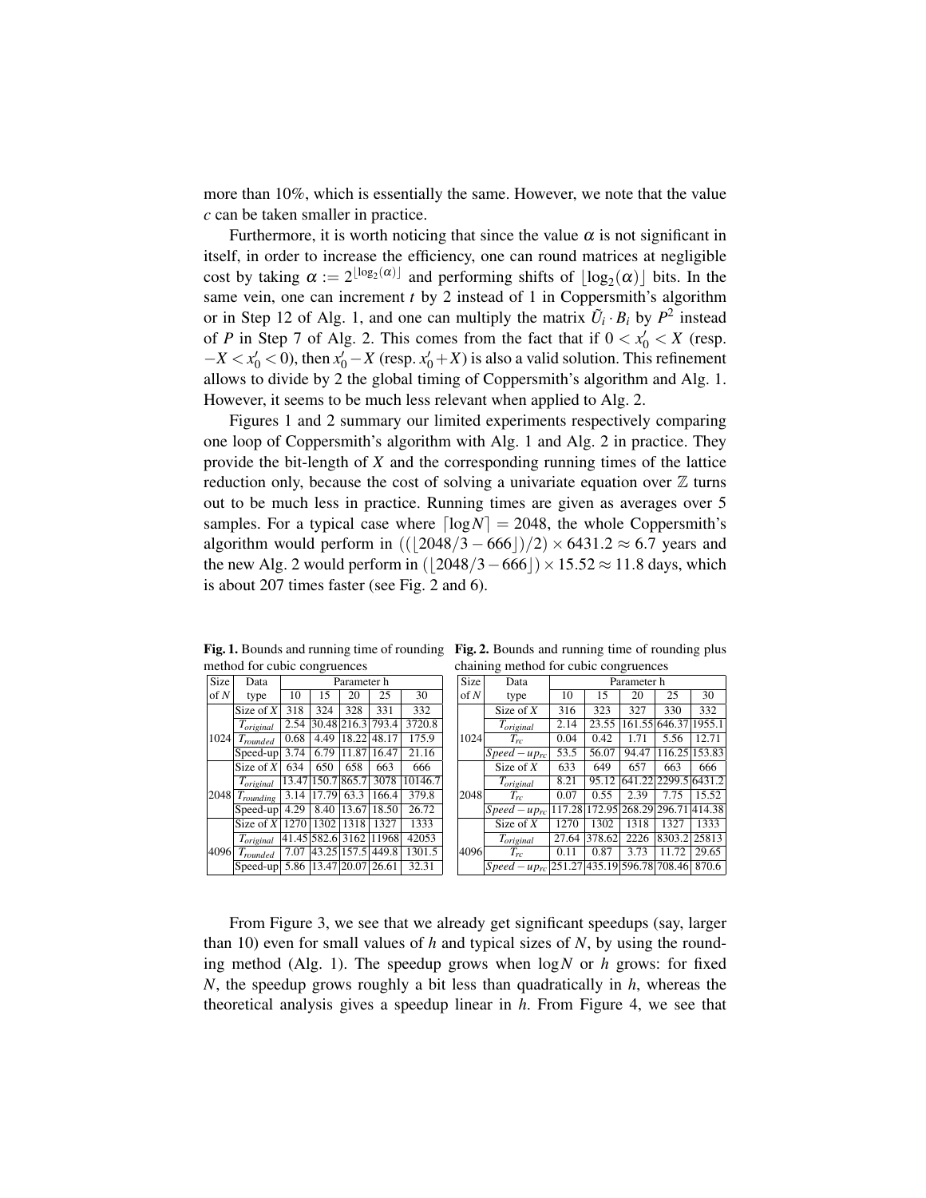more than 10%, which is essentially the same. However, we note that the value $c$ can be taken smaller in practice.

Furthermore, it is worth noticing that since the value $\alpha$ is not significant in itself, in order to increase the efficiency, one can round matrices at negligible cost by taking $\alpha := 2^{\lfloor \log_2(\alpha) \rfloor}$ and performing shifts of $\lfloor \log_2(\alpha) \rfloor$ bits. In the same vein, one can increment $t$ by 2 instead of 1 in Coppersmith's algorithm or in Step 12 of Alg. 1, and one can multiply the matrix $\tilde{U}_i \cdot B_i$ by $P^2$ instead of $P$ in Step 7 of Alg. 2. This comes from the fact that if $0 < x'_0 < X$ (resp. $-X < x'_0 < 0$), then $x'_0 - X$ (resp. $x'_0 + X$) is also a valid solution. This refinement allows to divide by 2 the global timing of Coppersmith's algorithm and Alg. 1. However, it seems to be much less relevant when applied to Alg. 2.

Figures 1 and 2 summary our limited experiments respectively comparing one loop of Coppersmith's algorithm with Alg. 1 and Alg. 2 in practice. They provide the bit-length of $X$ and the corresponding running times of the lattice reduction only, because the cost of solving a univariate equation over $\mathbb{Z}$ turns out to be much less in practice. Running times are given as averages over 5 samples. For a typical case where $\lceil \log N \rceil = 2048$, the whole Coppersmith's algorithm would perform in $((\lfloor 2048/3 - 666 \rfloor)/2) \times 6431.2 \approx 6.7$ years and the new Alg. 2 would perform in $(\lfloor 2048/3 - 666 \rfloor) \times 15.52 \approx 11.8$ days, which is about 207 times faster (see Fig. 2 and 6).

**Fig. 1.** Bounds and running time of rounding method for cubic congruences

| Size of $N$ | Data type | Parameter h | | | | |
|---|---|---|---|---|---|---|
| | | 10 | 15 | 20 | 25 | 30 |
| 1024 | Size of $X$ | 318 | 324 | 328 | 331 | 332 |
| | $T_{original}$ | 2.54 | 30.48 | 216.3 | 793.4 | 3720.8 |
| | $T_{rounded}$ | 0.68 | 4.49 | 18.22 | 48.17 | 175.9 |
| | Speed-up | 3.74 | 6.79 | 11.87 | 16.47 | 21.16 |
| 2048 | Size of $X$ | 634 | 650 | 658 | 663 | 666 |
| | $T_{original}$ | 13.47 | 150.7 | 865.7 | 3078 | 10146.7 |
| | $T_{rounding}$ | 3.14 | 17.79 | 63.3 | 166.4 | 379.8 |
| | Speed-up | 4.29 | 8.40 | 13.67 | 18.50 | 26.72 |
| 4096 | Size of $X$ | 1270 | 1302 | 1318 | 1327 | 1333 |
| | $T_{original}$ | 41.45 | 582.6 | 3162 | 11968 | 42053 |
| | $T_{rounded}$ | 7.07 | 43.25 | 157.5 | 449.8 | 1301.5 |
| | Speed-up | 5.86 | 13.47 | 20.07 | 26.61 | 32.31 |

**Fig. 2.** Bounds and running time of rounding plus chaining method for cubic congruences

| Size of $N$ | Data type | Parameter h | | | | |
|---|---|---|---|---|---|---|
| | | 10 | 15 | 20 | 25 | 30 |
| 1024 | Size of $X$ | 316 | 323 | 327 | 330 | 332 |
| | $T_{original}$ | 2.14 | 23.55 | 161.55 | 646.37 | 1955.1 |
| | $T_{rc}$ | 0.04 | 0.42 | 1.71 | 5.56 | 12.71 |
| | $Speed-up_{rc}$ | 53.5 | 56.07 | 94.47 | 116.25 | 153.83 |
| 2048 | Size of $X$ | 633 | 649 | 657 | 663 | 666 |
| | $T_{original}$ | 8.21 | 95.12 | 641.22 | 2299.5 | 6431.2 |
| | $T_{rc}$ | 0.07 | 0.55 | 2.39 | 7.75 | 15.52 |
| | $Speed-up_{rc}$ | 117.28 | 172.95 | 268.29 | 296.71 | 414.38 |
| 4096 | Size of $X$ | 1270 | 1302 | 1318 | 1327 | 1333 |
| | $T_{original}$ | 27.64 | 378.62 | 2226 | 8303.2 | 25813 |
| | $T_{rc}$ | 0.11 | 0.87 | 3.73 | 11.72 | 29.65 |
| | $Speed-up_{rc}$ | 251.27 | 435.19 | 596.78 | 708.46 | 870.6 |

From Figure 3, we see that we already get significant speedups (say, larger than 10) even for small values of $h$ and typical sizes of $N$, by using the rounding method (Alg. 1). The speedup grows when $\log N$ or $h$ grows: for fixed $N$, the speedup grows roughly a bit less than quadratically in $h$, whereas the theoretical analysis gives a speedup linear in $h$. From Figure 4, we see that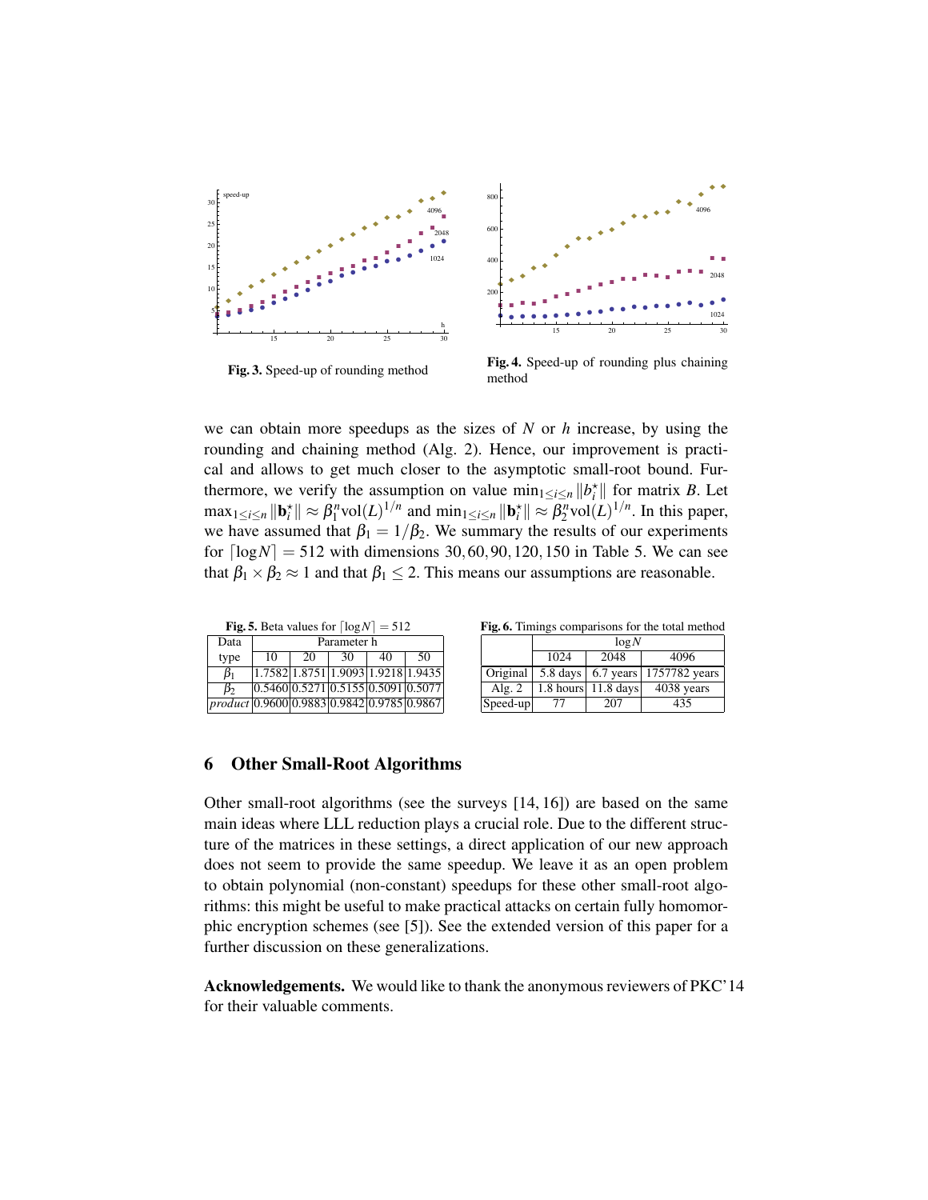Fig. 3. Speed-up of rounding method

Fig. 4. Speed-up of rounding plus chaining method

we can obtain more speedups as the sizes of $N$ or $h$ increase, by using the rounding and chaining method (Alg. 2). Hence, our improvement is practical and allows to get much closer to the asymptotic small-root bound. Furthermore, we verify the assumption on value $\min_{1\le i\le n} \|b_i^\star\|$ for matrix $B$. Let $\max_{1\le i\le n} \|\mathbf{b}_i^\star\| \approx \beta_1^n \mathrm{vol}(L)^{1/n}$ and $\min_{1\le i\le n} \|\mathbf{b}_i^\star\| \approx \beta_2^n \mathrm{vol}(L)^{1/n}$. In this paper, we have assumed that $\beta_1 = 1/\beta_2$. We summary the results of our experiments for $\lceil \log N \rceil = 512$ with dimensions $30, 60, 90, 120, 150$ in Table 5. We can see that $\beta_1 \times \beta_2 \approx 1$ and that $\beta_1 \le 2$. This means our assumptions are reasonable.

**Fig. 5.** Beta values for $\lceil \log N \rceil = 512$

| Data type | Parameter h | | | | |
|---|---|---|---|---|---|
| | 10 | 20 | 30 | 40 | 50 |
| $\beta_1$ | 1.7582 | 1.8751 | 1.9093 | 1.9218 | 1.9435 |
| $\beta_2$ | 0.5460 | 0.5271 | 0.5155 | 0.5091 | 0.5077 |
| *product* | 0.9600 | 0.9883 | 0.9842 | 0.9785 | 0.9867 |

**Fig. 6.** Timings comparisons for the total method

| | $\log N$ | | |
|---|---|---|---|
| | 1024 | 2048 | 4096 |
| Original | 5.8 days | 6.7 years | 1757782 years |
| Alg. 2 | 1.8 hours | 11.8 days | 4038 years |
| Speed-up | 77 | 207 | 435 |

## 6 Other Small-Root Algorithms

Other small-root algorithms (see the surveys [14, 16]) are based on the same main ideas where LLL reduction plays a crucial role. Due to the different structure of the matrices in these settings, a direct application of our new approach does not seem to provide the same speedup. We leave it as an open problem to obtain polynomial (non-constant) speedups for these other small-root algorithms: this might be useful to make practical attacks on certain fully homomorphic encryption schemes (see [5]). See the extended version of this paper for a further discussion on these generalizations.

**Acknowledgements.** We would like to thank the anonymous reviewers of PKC'14 for their valuable comments.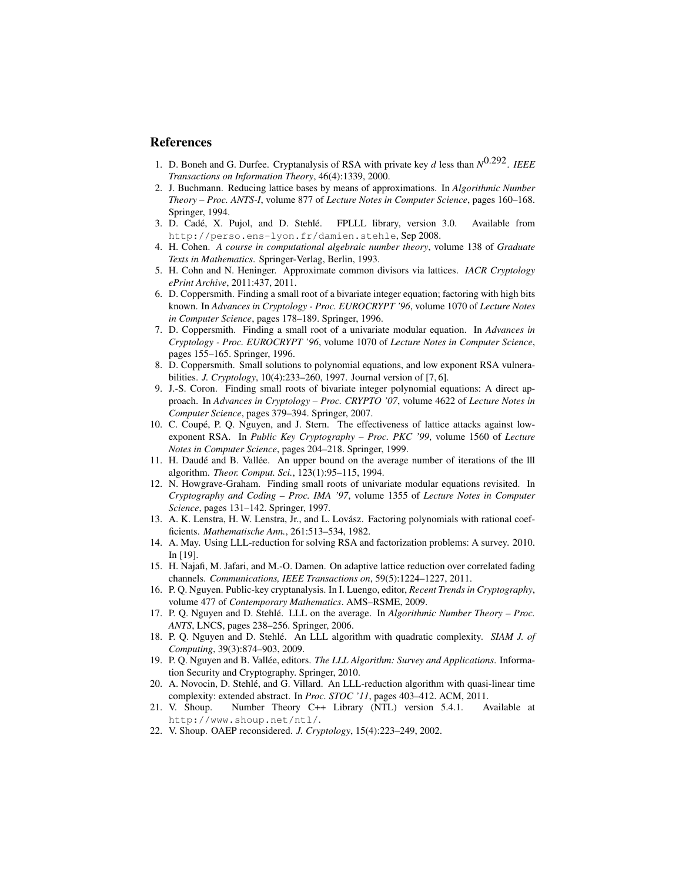## References

1. D. Boneh and G. Durfee. Cryptanalysis of RSA with private key $d$ less than $N^{0.292}$. *IEEE Transactions on Information Theory*, 46(4):1339, 2000.
2. J. Buchmann. Reducing lattice bases by means of approximations. In *Algorithmic Number Theory – Proc. ANTS-I*, volume 877 of *Lecture Notes in Computer Science*, pages 160–168. Springer, 1994.
3. D. Cadé, X. Pujol, and D. Stehlé. FPLLL library, version 3.0. Available from http://perso.ens-lyon.fr/damien.stehle, Sep 2008.
4. H. Cohen. *A course in computational algebraic number theory*, volume 138 of *Graduate Texts in Mathematics*. Springer-Verlag, Berlin, 1993.
5. H. Cohn and N. Heninger. Approximate common divisors via lattices. *IACR Cryptology ePrint Archive*, 2011:437, 2011.
6. D. Coppersmith. Finding a small root of a bivariate integer equation; factoring with high bits known. In *Advances in Cryptology - Proc. EUROCRYPT '96*, volume 1070 of *Lecture Notes in Computer Science*, pages 178–189. Springer, 1996.
7. D. Coppersmith. Finding a small root of a univariate modular equation. In *Advances in Cryptology - Proc. EUROCRYPT '96*, volume 1070 of *Lecture Notes in Computer Science*, pages 155–165. Springer, 1996.
8. D. Coppersmith. Small solutions to polynomial equations, and low exponent RSA vulnerabilities. *J. Cryptology*, 10(4):233–260, 1997. Journal version of [7, 6].
9. J.-S. Coron. Finding small roots of bivariate integer polynomial equations: A direct approach. In *Advances in Cryptology – Proc. CRYPTO '07*, volume 4622 of *Lecture Notes in Computer Science*, pages 379–394. Springer, 2007.
10. C. Coupé, P. Q. Nguyen, and J. Stern. The effectiveness of lattice attacks against low-exponent RSA. In *Public Key Cryptography – Proc. PKC '99*, volume 1560 of *Lecture Notes in Computer Science*, pages 204–218. Springer, 1999.
11. H. Daudé and B. Vallée. An upper bound on the average number of iterations of the lll algorithm. *Theor. Comput. Sci.*, 123(1):95–115, 1994.
12. N. Howgrave-Graham. Finding small roots of univariate modular equations revisited. In *Cryptography and Coding – Proc. IMA '97*, volume 1355 of *Lecture Notes in Computer Science*, pages 131–142. Springer, 1997.
13. A. K. Lenstra, H. W. Lenstra, Jr., and L. Lovász. Factoring polynomials with rational coefficients. *Mathematische Ann.*, 261:513–534, 1982.
14. A. May. Using LLL-reduction for solving RSA and factorization problems: A survey. 2010. In [19].
15. H. Najafi, M. Jafari, and M.-O. Damen. On adaptive lattice reduction over correlated fading channels. *Communications, IEEE Transactions on*, 59(5):1224–1227, 2011.
16. P. Q. Nguyen. Public-key cryptanalysis. In I. Luengo, editor, *Recent Trends in Cryptography*, volume 477 of *Contemporary Mathematics*. AMS–RSME, 2009.
17. P. Q. Nguyen and D. Stehlé. LLL on the average. In *Algorithmic Number Theory – Proc. ANTS*, LNCS, pages 238–256. Springer, 2006.
18. P. Q. Nguyen and D. Stehlé. An LLL algorithm with quadratic complexity. *SIAM J. of Computing*, 39(3):874–903, 2009.
19. P. Q. Nguyen and B. Vallée, editors. *The LLL Algorithm: Survey and Applications*. Information Security and Cryptography. Springer, 2010.
20. A. Novocin, D. Stehlé, and G. Villard. An LLL-reduction algorithm with quasi-linear time complexity: extended abstract. In *Proc. STOC '11*, pages 403–412. ACM, 2011.
21. V. Shoup. Number Theory C++ Library (NTL) version 5.4.1. Available at http://www.shoup.net/ntl/.
22. V. Shoup. OAEP reconsidered. *J. Cryptology*, 15(4):223–249, 2002.